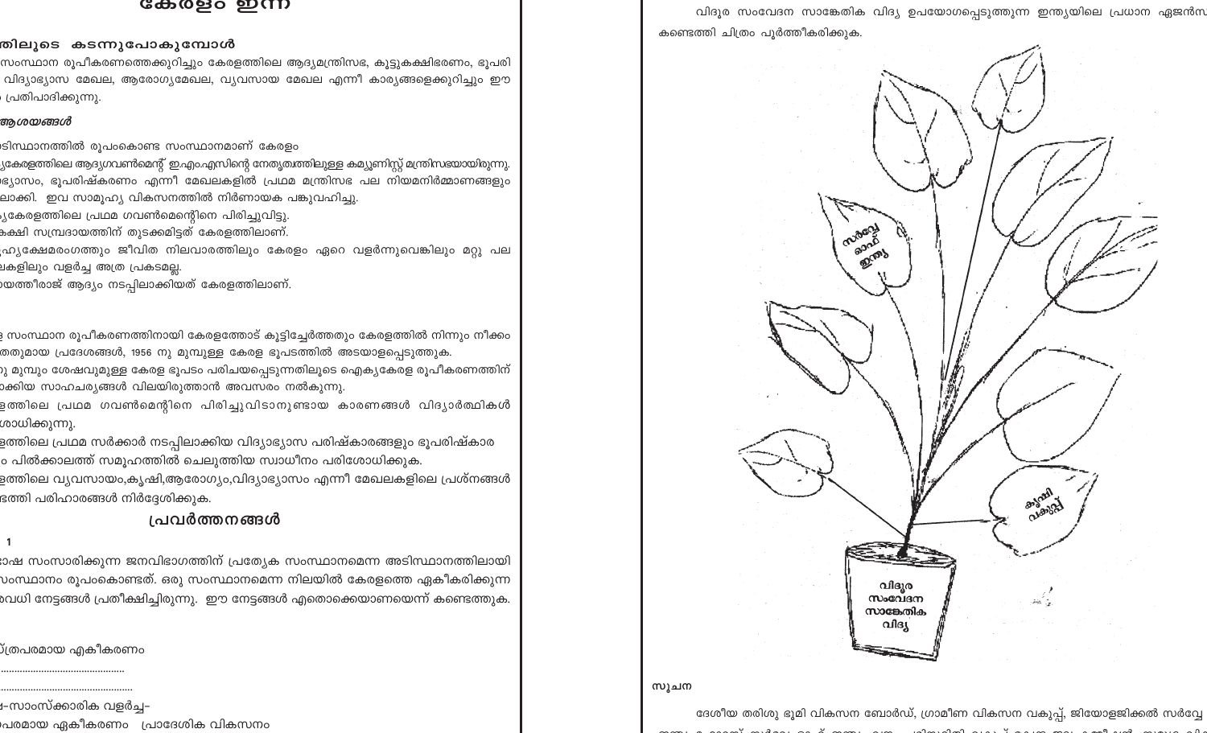# കേരളം ഇന്ന്

## ...തിലൂടെ കടന്നുപോകുമ്പോൾ

...സംസ്ഥാന രൂപീകരണത്തെക്കുറിച്ചും കേരളത്തിലെ ആദ്യമന്ത്രിസഭ, കൂട്ടുകക്ഷിഭരണം, ഭൂപരി... വിദ്യാഭ്യാസ മേഖല, ആരോഗ്യമേഖല, വ്യവസായ മേഖല എന്നീ കാര്യങ്ങളെക്കുറിച്ചും ഈ ... പ്രതിപാദിക്കുന്നു.

### ...ആശയങ്ങൾ

- ...ടിസ്ഥാനത്തിൽ രൂപംകൊണ്ട സംസ്ഥാനമാണ് കേരളം
- ...്യകേരളത്തിലെ ആദ്യഗവൺമെന്റ് ഇഎംഎസിന്റെ നേതൃത്വത്തിലുള്ള കമ്യൂണിസ്റ്റ് മന്ത്രിസഭയായിരുന്നു. ...്യാസം, ഭൂപരിഷ്കരണം എന്നീ മേഖലകളിൽ പ്രഥമ മന്ത്രിസഭ പല നിയമനിർമ്മാണങ്ങളും ...ലാക്കി. ഇവ സാമൂഹ്യ വികസനത്തിൽ നിർണായക പങ്കുവഹിച്ചു.
- ...്യകേരളത്തിലെ പ്രഥമ ഗവൺമെന്റിനെ പിരിച്ചുവിട്ടു.
- ...കക്ഷി സമ്പ്രദായത്തിന് തുടക്കമിട്ടത് കേരളത്തിലാണ്.
- ...ഹ്യക്ഷേമരംഗത്തും ജീവിത നിലവാരത്തിലും കേരളം ഏറെ വളർന്നുവെങ്കിലും മറ്റു പല ...ലകളിലും വളർച്ച അത്ര പ്രകടമല്ല.
- ...യത്തീരാജ് ആദ്യം നടപ്പിലാക്കിയത് കേരളത്തിലാണ്.

- ...ള സംസ്ഥാന രൂപീകരണത്തിനായി കേരളത്തോട് കൂട്ടിച്ചേർത്തതും കേരളത്തിൽ നിന്നും നീക്കം ...തതുമായ പ്രദേശങ്ങൾ, 1956 നു മുമ്പുള്ള കേരള ഭൂപടത്തിൽ അടയാളപ്പെടുത്തുക.
- ...ു മുമ്പും ശേഷവുമുള്ള കേരള ഭൂപടം പരിചയപ്പെടുന്നതിലൂടെ ഐക്യകേരള രൂപീകരണത്തിന് ...ാക്കിയ സാഹചര്യങ്ങൾ വിലയിരുത്താൻ അവസരം നൽകുന്നു.
- ...ളത്തിലെ പ്രഥമ ഗവൺമെന്റിനെ പിരിച്ചുവിടാനുണ്ടായ കാരണങ്ങൾ വിദ്യാർത്ഥികൾ ...ശോധിക്കുന്നു.
- ...ളത്തിലെ പ്രഥമ സർക്കാർ നടപ്പിലാക്കിയ വിദ്യാഭ്യാസ പരിഷ്കാരങ്ങളും ഭൂപരിഷ്കാര... പിൽക്കാലത്ത് സമൂഹത്തിൽ ചെലുത്തിയ സ്വാധീനം പരിശോധിക്കുക.
- ...ളത്തിലെ വ്യവസായം,കൃഷി,ആരോഗ്യം,വിദ്യാഭ്യാസം എന്നീ മേഖലകളിലെ പ്രശ്നങ്ങൾ ...ത്തി പരിഹാരങ്ങൾ നിർദ്ദേശിക്കുക.

## പ്രവർത്തനങ്ങൾ

1

...ാഷ സംസാരിക്കുന്ന ജനവിഭാഗത്തിന് പ്രത്യേക സംസ്ഥാനമെന്ന അടിസ്ഥാനത്തിലായി ...സംസ്ഥാനം രൂപംകൊണ്ടത്. ഒരു സംസ്ഥാനമെന്ന നിലയിൽ കേരളത്തെ ഏകീകരിക്കുന്ന ...രവധി നേട്ടങ്ങൾ പ്രതീക്ഷിച്ചിരുന്നു. ഈ നേട്ടങ്ങൾ എന്തൊക്കെയാണെന്ന് കണ്ടെത്തുക.

...്ത്രപരമായ ഏകീകരണം

.............................................

.............................................

...-സാംസ്കാരിക വളർച്ച–

...പരമായ ഏകീകരണം   പ്രാദേശിക വികസനം

വിദൂര സംവേദന സാങ്കേതിക വിദ്യ ഉപയോഗപ്പെടുത്തുന്ന ഇന്ത്യയിലെ പ്രധാന ഏജൻസ... കണ്ടെത്തി ചിത്രം പൂർത്തീകരിക്കുക.

സർവ്വേ ഓഫ് ഇന്ത്യ

കൃഷി വകുപ്പ്

വിദൂര സംവേദന സാങ്കേതിക വിദ്യ

സൂചന

ദേശീയ തരിശു ഭൂമി വികസന ബോർഡ്, ഗ്രാമീണ വികസന വകുപ്പ്, ജിയോളജിക്കൽ സർവ്വേ...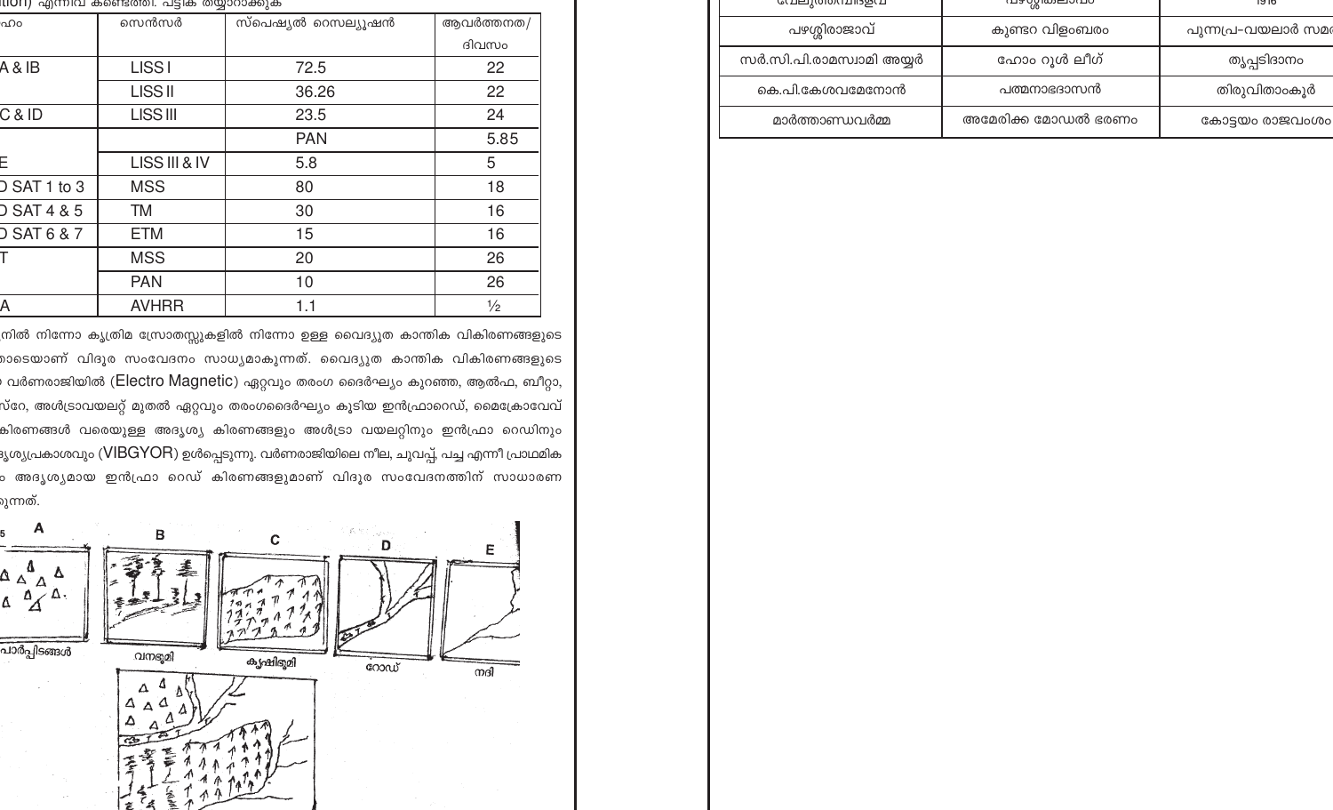tion) എന്നിവ കണ്ടെത്തി. പട്ടിക തയ്യാറാക്കുക

| ഹം | സെൻസർ | സ്പെഷ്യൽ റെസല്യൂഷൻ | ആവർത്തനത/ ദിവസം |
|---|---|---|---|
| A & IB | LISS I | 72.5 | 22 |
| | LISS II | 36.26 | 22 |
| C & ID | LISS III | 23.5 | 24 |
| | | PAN | 5.85 |
| E | LISS III & IV | 5.8 | 5 |
| D SAT 1 to 3 | MSS | 80 | 18 |
| D SAT 4 & 5 | TM | 30 | 16 |
| D SAT 6 & 7 | ETM | 15 | 16 |
| T | MSS | 20 | 26 |
| | PAN | 10 | 26 |
| A | AVHRR | 1.1 | ½ |

നിൽ നിന്നോ കൃത്രിമ സ്രോതസ്സുകളിൽ നിന്നോ ഉള്ള വൈദ്യുത കാന്തിക വികിരണങ്ങളുടെ ാടെയാണ് വിദൂര സംവേദനം സാധ്യമാകുന്നത്. വൈദ്യുത കാന്തിക വികിരണങ്ങളുടെ വർണരാജിയിൽ (Electro Magnetic) ഏറ്റവും തരംഗ ദൈർഘ്യം കുറഞ്ഞ, ആൽഫ, ബീറ്റാ, സ്റേ, അൾട്രാവയലറ്റ് മുതൽ ഏറ്റവും തരംഗദൈർഘ്യം കൂടിയ ഇൻഫ്രാറെഡ്, മൈക്രോവേവ് കിരണങ്ങൾ വരെയുള്ള അദൃശ്യ കിരണങ്ങളും അൾട്രാ വയലറ്റിനും ഇൻഫ്രാ റെഡിനും ദൃശ്യപ്രകാശവും (VIBGYOR) ഉൾപ്പെടുന്നു. വർണരാജിയിലെ നീല, ചുവപ്പ്, പച്ച എന്നീ പ്രാഥമിക ം അദൃശ്യമായ ഇൻഫ്രാ റെഡ് കിരണങ്ങളുമാണ് വിദൂര സംവേദനത്തിന് സാധാരണ ുന്നത്.

A പാർപ്പിടങ്ങൾ B വനഭൂമി C കൃഷിഭൂമി D റോഡ് E നദി

| | | |
|---|---|---|
| പഴശ്ശിരാജാവ് | കുണ്ടറ വിളംബരം | പുന്നപ്ര-വയലാർ സമര |
| സർ.സി.പി.രാമസ്വാമി അയ്യർ | ഹോം റൂൾ ലീഗ് | തൃപ്പടിദാനം |
| കെ.പി.കേശവമേനോൻ | പത്മനാഭദാസൻ | തിരുവിതാംകൂർ |
| മാർത്താണ്ഡവർമ്മ | അമേരിക്ക മോഡൽ ഭരണം | കോട്ടയം രാജവംശം |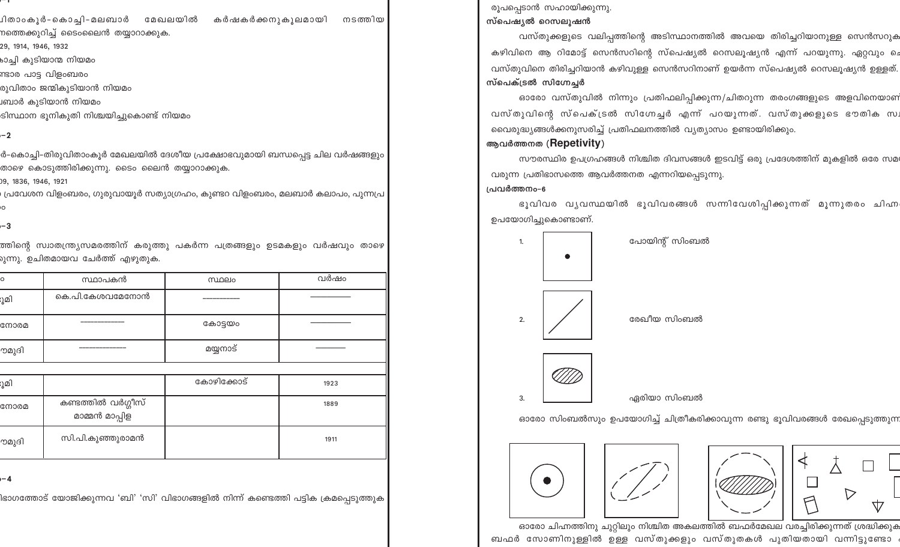ിതാംകൂർ-കൊച്ചി-മലബാർ മേഖലയിൽ കർഷകർക്കനുകൂലമായി നടത്തിയ ...ത്തെക്കുറിച്ച് ടൈംലൈൻ തയ്യാറാക്കുക.

...29, 1914, 1946, 1932

- ...കാച്ചി കുടിയാന്മ നിയമം
- ...ണ്ടാര പാട്ട വിളംബരം
- ...രുവിതാം ജന്മികുടിയാൻ നിയമം
- ...ബാർ കുടിയാൻ നിയമം
- ...ടിസ്ഥാന ഭൂനികുതി നിശ്ചയിച്ചുകൊണ്ട് നിയമം

...–2

...ർ-കൊച്ചി-തിരുവിതാംകൂർ മേഖലയിൽ ദേശീയ പ്രക്ഷോഭവുമായി ബന്ധപ്പെട്ട ചില വർഷങ്ങളും ...താഴെ കൊടുത്തിരിക്കുന്നു. ടൈം ലൈൻ തയ്യാറാക്കുക.

...09, 1836, 1946, 1921

...പ്രവേശന വിളംബരം, ഗുരുവായൂർ സത്യാഗ്രഹം, കുണ്ടറ വിളംബരം, മലബാർ കലാപം, പുന്നപ്ര ...ം

...–3

...ത്തിന്റെ സ്വാതന്ത്ര്യസമരത്തിന് കരുത്തു പകർന്ന പത്രങ്ങളും ഉടമകളും വർഷവും താഴെ ...ുന്നു. ഉചിതമായവ ചേർത്ത് എഴുതുക.

| ...ം | സ്ഥാപകൻ | സ്ഥലം | വർഷം |
|---|---|---|---|
| ...ൂമി | കെ.പി.കേശവമേനോൻ | ___________ | ___________ |
| ...നോരമ | ___________ | കോട്ടയം | ___________ |
| ...മുദി | ___________ | മയ്യനാട് | ___________ |
| ...ൂമി | | കോഴിക്കോട് | 1923 |
| ...നോരമ | കണ്ടത്തിൽ വർഗ്ഗീസ് മാമ്മൻ മാപ്പിള | | 1889 |
| ...മുദി | സി.പി.കുഞ്ഞുരാമൻ | | 1911 |

...–4

...ഭാഗത്തോട് യോജിക്കുന്നവ 'ബി' 'സി' വിഭാഗങ്ങളിൽ നിന്ന് കണ്ടെത്തി പട്ടിക ക്രമപ്പെടുത്തുക

രൂപപ്പെടാൻ സഹായിക്കുന്നു.

**സ്പെഷ്യൽ റെസലൂഷൻ**

വസ്തുക്കളുടെ വലിപ്പത്തിന്റെ അടിസ്ഥാനത്തിൽ അവയെ തിരിച്ചറിയാനുള്ള സെൻസറു... കഴിവിനെ ആ റിമോട്ട് സെൻസറിന്റെ സ്പെഷ്യൽ റെസലൂഷ്യൻ എന്ന് പറയുന്നു. ഏറ്റവും ചെ... വസ്തുവിനെ തിരിച്ചറിയാൻ കഴിവുള്ള സെൻസറിനാണ് ഉയർന്ന സ്പെഷ്യൽ റെസലൂഷ്യൻ ഉള്ളത്.

**സ്പെക്ട്രൽ സിഗ്നേച്ചർ**

ഓരോ വസ്തുവിൽ നിന്നും പ്രതിഫലിപ്പിക്കുന്ന/ചിതറുന്ന തരംഗങ്ങളുടെ അളവിനെയാണ് വസ്തുവിന്റെ സ്പെക്ട്രൽ സിഗ്നേച്ചർ എന്ന് പറയുന്നത്. വസ്തുക്കളുടെ ഭൗതിക സ... വൈരുദ്ധ്യങ്ങൾക്കനുസരിച്ച് പ്രതിഫലനത്തിൽ വ്യത്യാസം ഉണ്ടായിരിക്കും.

**ആവർത്തനത (Repetivity)**

സൗരസ്ഥിര ഉപഗ്രഹങ്ങൾ നിശ്ചിത ദിവസങ്ങൾ ഇടവിട്ട് ഒരു പ്രദേശത്തിന് മുകളിൽ ഒരേ സമ... വരുന്ന പ്രതിഭാസത്തെ ആവർത്തനത എന്നറിയപ്പെടുന്നു.

**പ്രവർത്തനം-6**

ഭൂവിവര വ്യവസ്ഥയിൽ ഭൂവിവരങ്ങൾ സന്നിവേശിപ്പിക്കുന്നത് മൂന്നുതരം ചിഹ്ന... ഉപയോഗിച്ചുകൊണ്ടാണ്.

1. പോയിന്റ് സിംബൽ
2. രേഖീയ സിംബൽ
3. ഏരിയാ സിംബൽ

ഓരോ സിംബൽസും ഉപയോഗിച്ച് ചിത്രീകരിക്കാവുന്ന രണ്ടു ഭൂവിവരങ്ങൾ രേഖപ്പെടുത്തുന്ന...

ഓരോ ചിഹ്നത്തിനു ചുറ്റിലും നിശ്ചിത അകലത്തിൽ ബഫർമേഖല വരച്ചിരിക്കുന്നത് ശ്രദ്ധിക്കുക... ബഫർ സോണിനുള്ളിൽ ഉള്ള വസ്തുക്കളും വസ്തുതകൾ പുതിയതായി വന്നിട്ടുണ്ടോ ...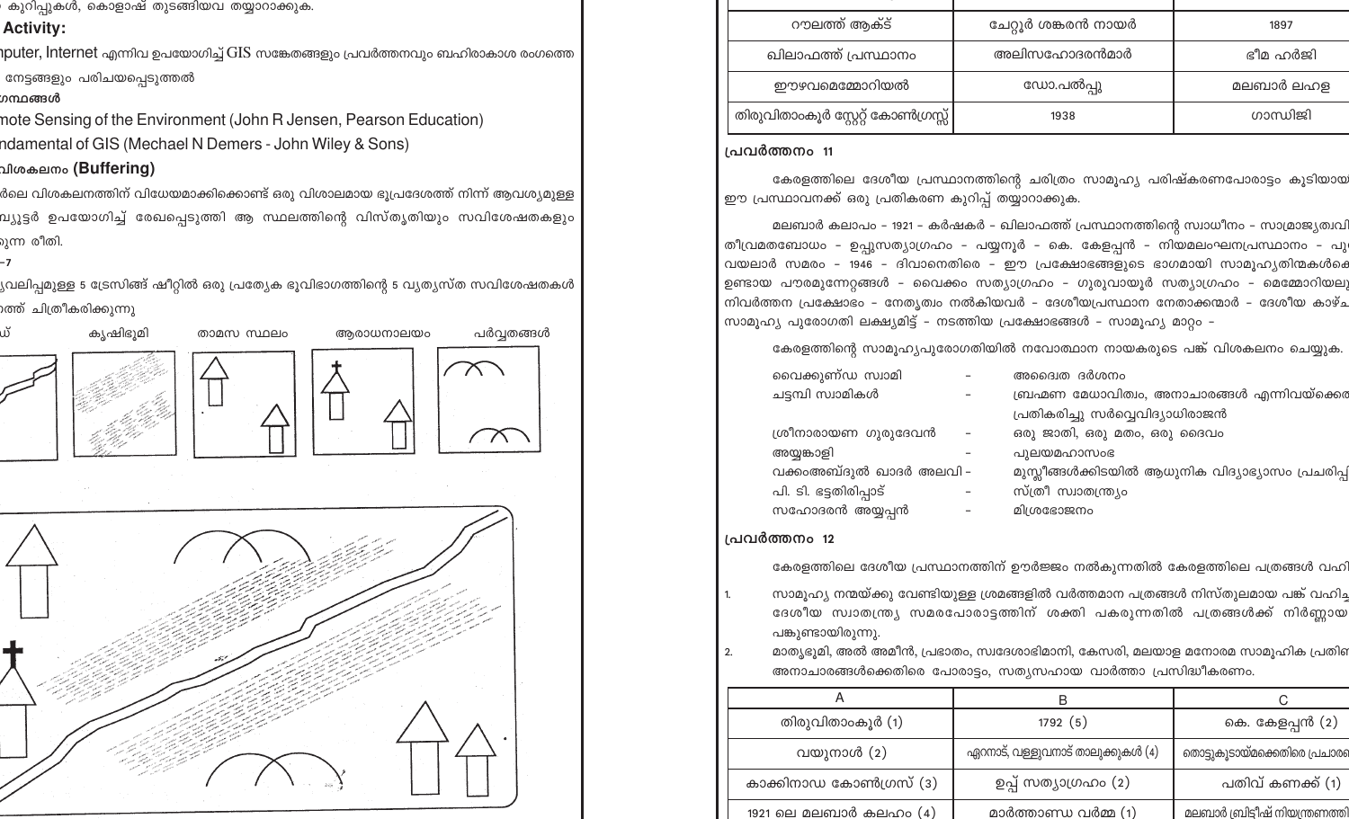കുറിപ്പുകൾ, കൊളാഷ് തുടങ്ങിയവ തയ്യാറാക്കുക.

**Activity:**

Computer, Internet എന്നിവ ഉപയോഗിച്ച് GIS സങ്കേതങ്ങളും പ്രവർത്തനവും ബഹിരാകാശ രംഗത്തെ നേട്ടങ്ങളും പരിചയപ്പെടുത്തൽ

**ഗ്രന്ഥങ്ങൾ**

Remote Sensing of the Environment (John R Jensen, Pearson Education)

Fundamental of GIS (Mechael N Demers - John Wiley & Sons)

**വിശകലനം (Buffering)**

...ർലെ വിശകലനത്തിന് വിധേയമാക്കിക്കൊണ്ട് ഒരു വിശാലമായ ഭൂപ്രദേശത്ത് നിന്ന് ആവശ്യമുള്ള ...മ്പ്യൂട്ടർ ഉപയോഗിച്ച് രേഖപ്പെടുത്തി ആ സ്ഥലത്തിന്റെ വിസ്തൃതിയും സവിശേഷതകളും ...ുന്ന രീതി.

–7

...്യവലിപ്പമുള്ള 5 ട്രേസിങ്ങ് ഷീറ്റിൽ ഒരു പ്രത്യേക ഭൂവിഭാഗത്തിന്റെ 5 വ്യത്യസ്ത സവിശേഷതകൾ ...ത്ത് ചിത്രീകരിക്കുന്നു

...ഡ് | കൃഷിഭൂമി | താമസ സ്ഥലം | ആരാധനാലയം | പർവ്വതങ്ങൾ

| | | |
|---|---|---|
| റൗലത്ത് ആക്ട് | ചേറ്റൂർ ശങ്കരൻ നായർ | 1897 |
| ഖിലാഫത്ത് പ്രസ്ഥാനം | അലിസഹോദരൻമാർ | ഭീമ ഹർജി |
| ഈഴവമെമ്മോറിയൽ | ഡോ.പൽപ്പു | മലബാർ ലഹള |
| തിരുവിതാംകൂർ സ്റ്റേറ്റ് കോൺഗ്രസ്സ് | 1938 | ഗാന്ധിജി |

### പ്രവർത്തനം 11

കേരളത്തിലെ ദേശീയ പ്രസ്ഥാനത്തിന്റെ ചരിത്രം സാമൂഹ്യ പരിഷ്കരണപോരാട്ടം കൂടിയായ... ഈ പ്രസ്ഥാവനക്ക് ഒരു പ്രതികരണ കുറിപ്പ് തയ്യാറാക്കുക.

മലബാർ കലാപം - 1921 - കർഷകർ - ഖിലാഫത്ത് പ്രസ്ഥാനത്തിന്റെ സ്വാധീനം - സാമ്രാജ്യത്വവി... തീവ്രമതബോധം - ഉപ്പുസത്യാഗ്രഹം - പയ്യന്നൂർ - കെ. കേളപ്പൻ - നിയമലംഘനപ്രസ്ഥാനം - പു... വയലാർ സമരം - 1946 - ദിവാനെതിരെ - ഈ പ്രക്ഷോഭങ്ങളുടെ ഭാഗമായി സാമൂഹ്യതിന്മകൾക്കെ... ഉണ്ടായ പൗരമുന്നേറ്റങ്ങൾ - വൈക്കം സത്യാഗ്രഹം - ഗുരുവായൂർ സത്യാഗ്രഹം - മെമ്മോറിയലു... നിവർത്തന പ്രക്ഷോഭം - നേതൃത്വം നൽകിയവർ - ദേശീയപ്രസ്ഥാന നേതാക്കന്മാർ - ദേശീയ കാഴ്ച... സാമൂഹ്യ പുരോഗതി ലക്ഷ്യമിട്ട് - നടത്തിയ പ്രക്ഷോഭങ്ങൾ - സാമൂഹ്യ മാറ്റം -

കേരളത്തിന്റെ സാമൂഹ്യപുരോഗതിയിൽ നവോത്ഥാന നായകരുടെ പങ്ക് വിശകലനം ചെയ്യുക.

- വൈക്കുണ്ഡ സ്വാമി – അദ്വൈത ദർശനം
- ചട്ടമ്പി സ്വാമികൾ – ബ്രഹ്മണ മേധാവിത്വം, അനാചാരങ്ങൾ എന്നിവയ്ക്കെ... പ്രതികരിച്ചു സർവ്വെവിദ്യാധിരാജൻ
- ശ്രീനാരായണ ഗുരുദേവൻ – ഒരു ജാതി, ഒരു മതം, ഒരു ദൈവം
- അയ്യങ്കാളി – പുലയമഹാസംഭ
- വക്കംഅബ്ദുൽ ഖാദർ അലവി – മുസ്ലീങ്ങൾക്കിടയിൽ ആധുനിക വിദ്യാഭ്യാസം പ്രചരിപ്പ...
- പി. ടി. ഭട്ടതിരിപ്പാട് – സ്ത്രീ സ്വാതന്ത്ര്യം
- സഹോദരൻ അയ്യപ്പൻ – മിശ്രഭോജനം

### പ്രവർത്തനം 12

കേരളത്തിലെ ദേശീയ പ്രസ്ഥാനത്തിന് ഊർജ്ജം നൽകുന്നതിൽ കേരളത്തിലെ പത്രങ്ങൾ വഹി...

1. സാമൂഹ്യ നന്മയ്ക്കു വേണ്ടിയുള്ള ശ്രമങ്ങളിൽ വർത്തമാന പത്രങ്ങൾ നിസ്തുലമായ പങ്ക് വഹി... ദേശീയ സ്വാതന്ത്ര്യ സമരപോരാട്ടത്തിന് ശക്തി പകരുന്നതിൽ പത്രങ്ങൾക്ക് നിർണ്ണായ... പങ്കുണ്ടായിരുന്നു.
2. മാതൃഭൂമി, അൽ അമീൻ, പ്രഭാതം, സ്വദേശാഭിമാനി, കേസരി, മലയാള മനോരമ സാമൂഹിക പ്രതി... അനാചാരങ്ങൾക്കെതിരെ പോരാട്ടം, സത്യസഹായ വാർത്താ പ്രസിദ്ധീകരണം.

| A | B | C |
|---|---|---|
| തിരുവിതാംകൂർ (1) | 1792 (5) | കെ. കേളപ്പൻ (2) |
| വയനാൾ (2) | ഏറനാട്, വള്ളുവനാട് താലൂക്കുകൾ (4) | തൊട്ടുകൂടായ്മക്കെതിരെ പ്രചാര... |
| കാക്കിനാഡ കോൺഗ്രസ് (3) | ഉപ്പ് സത്യാഗ്രഹം (2) | പതിവ് കണക്ക് (1) |
| 1921 ലെ മലബാർ കലഹം (4) | മാർത്താണ്ഡ വർമ്മ (1) | മലബാർ ബ്രിട്ടീഷ് നിയന്ത്രണത്തി... |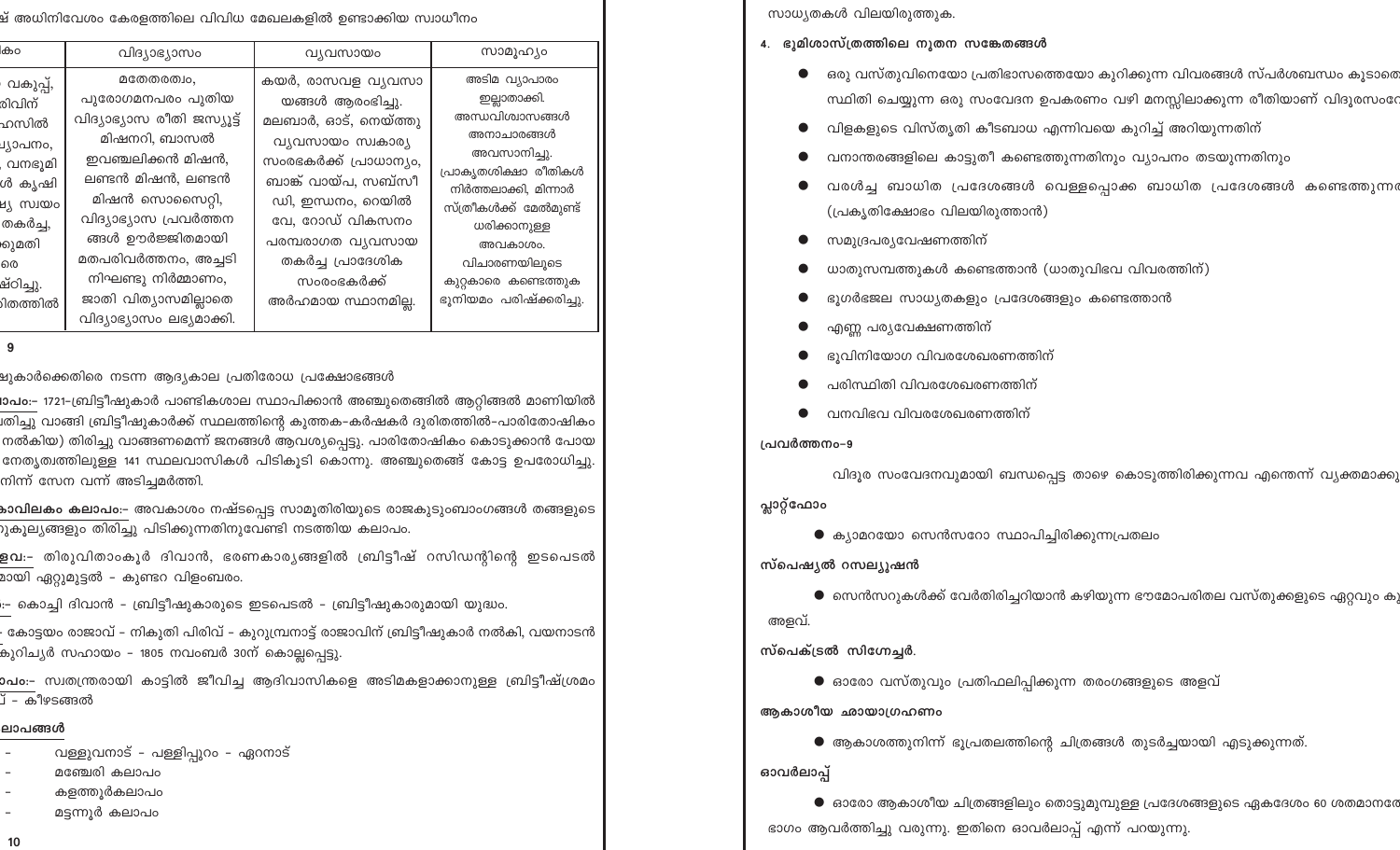ഷ് അധിനിവേശം കേരളത്തിലെ വിവിധ മേഖലകളിൽ ഉണ്ടാക്കിയ സ്വാധീനം

| ...കം | വിദ്യാഭ്യാസം | വ്യവസായം | സാമൂഹ്യം |
|---|---|---|---|
| ... വകുപ്പ്, ...രിവിന് ...ഹസിൽ ...വ്യാപനം, ..., വനഭൂമി ...ൾ കൃഷി ...ഭ്യ സ്വയം ...തകർച്ച, ...രുമതി ...രെ ...ഷ്ടിച്ചു. ...ിതത്തിൽ | മതേതരത്വം, പുരോഗമനപരം പുതിയ വിദ്യാഭ്യാസ രീതി ജസ്യൂട്ട് മിഷനറി, ബാസൽ ഇവഞ്ചലിക്കൻ മിഷൻ, ലണ്ടൻ മിഷൻ, ലണ്ടൻ മിഷൻ സൊസൈറ്റി, വിദ്യാഭ്യാസ പ്രവർത്തന ങ്ങൾ ഊർജ്ജിതമായി മതപരിവർത്തനം, അച്ചടി നിഘണ്ടു നിർമ്മാണം, ജാതി വിത്യാസമില്ലാതെ വിദ്യാഭ്യാസം ലഭ്യമാക്കി. | കയർ, രാസവള വ്യവസാ യങ്ങൾ ആരംഭിച്ചു. മലബാർ, ഓട്, നെയ്ത്തു വ്യവസായം സ്വകാര്യ സംരംഭകർക്ക് പ്രാധാന്യം, ബാങ്ക് വായ്പ, സബ്സീ ഡി, ഇന്ധനം, റെയിൽ വേ, റോഡ് വികസനം പരമ്പരാഗത വ്യവസായ തകർച്ച പ്രാദേശിക സംരംഭകർക്ക് അർഹമായ സ്ഥാനമില്ല. | അടിമ വ്യാപാരം ഇല്ലാതാക്കി. അന്ധവിശ്വാസങ്ങൾ അനാചാരങ്ങൾ അവസാനിച്ചു. പ്രാകൃതശിക്ഷാ രീതികൾ നിർത്തലാക്കി, മിന്നാർ സ്ത്രീകൾക്ക് മേൽമുണ്ട് ധരിക്കാനുള്ള അവകാശം. വിചാരണയിലൂടെ കുറ്റക്കാരെ കണ്ടെത്തുക ഭൂനിയമം പരിഷ്ക്കരിച്ചു. |

9

...ഷുകാർക്കെതിരെ നടന്ന ആദ്യകാല പ്രതിരോധ പ്രക്ഷോഭങ്ങൾ

**...ലാപം:–** 1721-ബ്രിട്ടീഷുകാർ പാണ്ടികശാല സ്ഥാപിക്കാൻ അഞ്ചുതെങ്ങിൽ ആറ്റിങ്ങൽ മാണിയിൽ ...തിച്ചു വാങ്ങി ബ്രിട്ടീഷുകാർക്ക് സ്ഥലത്തിന്റെ കുത്തക-കർഷകർ ദുരിതത്തിൽ-പാരിതോഷികം ...നൽകിയ) തിരിച്ചു വാങ്ങണമെന്ന് ജനങ്ങൾ ആവശ്യപ്പെട്ടു. പാരിതോഷികം കൊടുക്കാൻ പോയ ...നേതൃത്വത്തിലുള്ള 141 സ്ഥലവാസികൾ പിടികൂടി കൊന്നു. അഞ്ചുതെങ്ങ് കോട്ട ഉപരോധിച്ചു. ...നിന്ന് സേന വന്ന് അടിച്ചമർത്തി.

**...കോവിലകം കലാപം:–** അവകാശം നഷ്ടപ്പെട്ട സാമൂതിരിയുടെ രാജകുടുംബാംഗങ്ങൾ തങ്ങളുടെ ...ുകൂല്യങ്ങളും തിരിച്ചു പിടിക്കുന്നതിനുവേണ്ടി നടത്തിയ കലാപം.

**...ളവ:–** തിരുവിതാംകൂർ ദിവാൻ, ഭരണകാര്യങ്ങളിൽ ബ്രിട്ടീഷ് റസിഡന്റിന്റെ ഇടപെടൽ ...മായി ഏറ്റുമുട്ടൽ - കുണ്ടറ വിളംബരം.

...:– കൊച്ചി ദിവാൻ - ബ്രിട്ടീഷുകാരുടെ ഇടപെടൽ - ബ്രിട്ടീഷുകാരുമായി യുദ്ധം.

... കോട്ടയം രാജാവ് - നികുതി പിരിവ് - കുറുമ്പ്രനാട്ട് രാജാവിന് ബ്രിട്ടീഷുകാർ നൽകി, വയനാടൻ ...കുറിച്യർ സഹായം - 1805 നവംബർ 30ന് കൊല്ലപ്പെട്ടു.

**...ാപം:–** സ്വതന്ത്രരായി കാട്ടിൽ ജീവിച്ച ആദിവാസികളെ അടിമകളാക്കാനുള്ള ബ്രിട്ടീഷ്ശ്രമം ...് - കീഴടങ്ങൽ

**...ലാപങ്ങൾ**

- വള്ളുവനാട് - പള്ളിപ്പുറം - ഏറനാട്
- മഞ്ചേരി കലാപം
- കളത്തൂർകലാപം
- മട്ടന്നൂർ കലാപം

സാധ്യതകൾ വിലയിരുത്തുക.

### 4. ഭൂമിശാസ്ത്രത്തിലെ നൂതന സങ്കേതങ്ങൾ

- ഒരു വസ്തുവിനെയോ പ്രതിഭാസത്തെയോ കുറിക്കുന്ന വിവരങ്ങൾ സ്പർശബന്ധം കൂടാതെ ... സ്ഥിതി ചെയ്യുന്ന ഒരു സംവേദന ഉപകരണം വഴി മനസ്സിലാക്കുന്ന രീതിയാണ് വിദൂരസംവേ...
- വിളകളുടെ വിസ്തൃതി കീടബാധ എന്നിവയെ കുറിച്ച് അറിയുന്നതിന്
- വനാന്തരങ്ങളിലെ കാട്ടുതീ കണ്ടെത്തുന്നതിനും വ്യാപനം തടയുന്നതിനും
- വരൾച്ച ബാധിത പ്രദേശങ്ങൾ വെള്ളപ്പൊക്ക ബാധിത പ്രദേശങ്ങൾ കണ്ടെത്തുന്ന... (പ്രകൃതിക്ഷോഭം വിലയിരുത്താൻ)
- സമുദ്രപര്യവേഷണത്തിന്
- ധാതുസമ്പത്തുകൾ കണ്ടെത്താൻ (ധാതുവിഭവ വിവരത്തിന്)
- ഭൂഗർഭജല സാധ്യതകളും പ്രദേശങ്ങളും കണ്ടെത്താൻ
- എണ്ണ പര്യവേക്ഷണത്തിന്
- ഭൂവിനിയോഗ വിവരശേഖരണത്തിന്
- പരിസ്ഥിതി വിവരശേഖരണത്തിന്
- വനവിഭവ വിവരശേഖരണത്തിന്

**പ്രവർത്തനം–9**

വിദൂര സംവേദനവുമായി ബന്ധപ്പെട്ട താഴെ കൊടുത്തിരിക്കുന്നവ എന്തെന്ന് വ്യക്തമാക്കു...

**പ്ലാറ്റ്ഫോം**

- ക്യാമറയോ സെൻസറോ സ്ഥാപിച്ചിരിക്കുന്നപ്രതലം

**സ്പെഷ്യൽ റസല്യൂഷൻ**

- സെൻസറുകൾക്ക് വേർതിരിച്ചറിയാൻ കഴിയുന്ന ഭൗമോപരിതല വസ്തുക്കളുടെ ഏറ്റവും കു... അളവ്.

**സ്പെക്ട്രൽ സിഗ്നേച്ചർ.**

- ഓരോ വസ്തുവും പ്രതിഫലിപ്പിക്കുന്ന തരംഗങ്ങളുടെ അളവ്

**ആകാശീയ ഛായാഗ്രഹണം**

- ആകാശത്തുനിന്ന് ഭൂപ്രതലത്തിന്റെ ചിത്രങ്ങൾ തുടർച്ചയായി എടുക്കുന്നത്.

**ഓവർലാപ്പ്**

- ഓരോ ആകാശീയ ചിത്രങ്ങളിലും തൊട്ടുമുമ്പുള്ള പ്രദേശങ്ങളുടെ ഏകദേശം 60 ശതമാനത്തോ... ഭാഗം ആവർത്തിച്ചു വരുന്നു. ഇതിനെ ഓവർലാപ്പ് എന്ന് പറയുന്നു.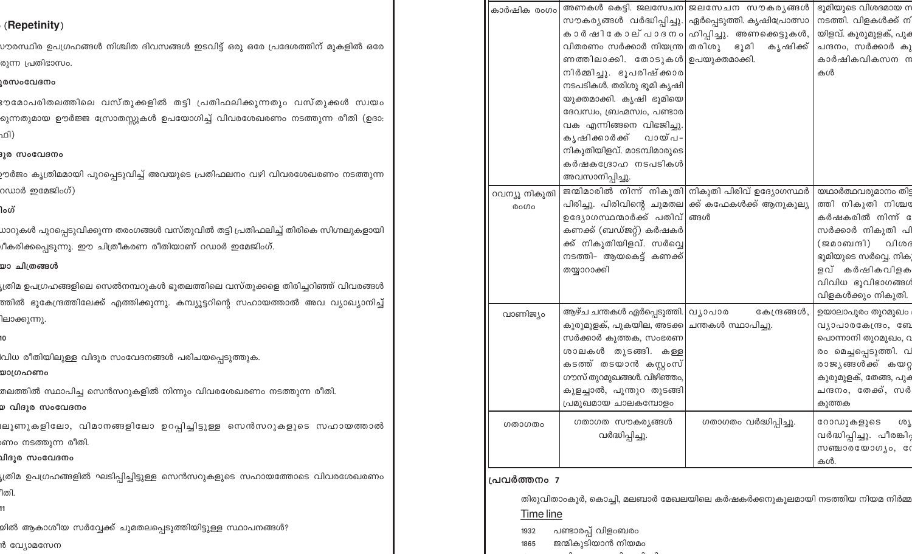(**Repetinity**)

ൗരസ്ഥിര ഉപഗ്രഹങ്ങൾ നിശ്ചിത ദിവസങ്ങൾ ഇടവിട്ട് ഒരു ഒരേ പ്രദേശത്തിന് മുകളിൽ ഒരേ രുന്ന പ്രതിഭാസം.

**ൂരസംവേദനം**

ൗമോപരിതലത്തിലെ വസ്തുക്കളിൽ തട്ടി പ്രതിഫലിക്കുന്നതും വസ്തുക്കൾ സ്വയം ുന്നതുമായ ഊർജ്ജ സ്രോതസ്സുകൾ ഉപയോഗിച്ച് വിവരശേഖരണം നടത്തുന്ന രീതി (ഉദാ: ഫി)

**ൂര സംവേദനം**

ഊർജം കൃത്രിമമായി പുറപ്പെടുവിച്ച് അവയുടെ പ്രതിഫലനം വഴി വിവരശേഖരണം നടത്തുന്ന റഡാർ ഇമേജിംഗ്)

**ിംഗ്**

ഡാറുകൾ പുറപ്പെടുവിക്കുന്ന തരംഗങ്ങൾ വസ്തുവിൽ തട്ടി പ്രതിഫലിച്ച് തിരികെ സിഗ്നലുകളായി ീകരിക്കപ്പെടുന്നു. ഈ ചിത്രീകരണ രീതിയാണ് റഡാർ ഇമേജിംഗ്.

**ഹ ചിത്രങ്ങൾ**

ൃത്രിമ ഉപഗ്രഹങ്ങളിലെ സെൽനമ്പറുകൾ ഭൂതലത്തിലെ വസ്തുക്കളെ തിരിച്ചറിഞ്ഞ് വിവരങ്ങൾ ത്തിൽ ഭൂകേന്ദ്രത്തിലേക്ക് എത്തിക്കുന്നു. കമ്പ്യൂട്ടറിന്റെ സഹായത്താൽ അവ വ്യാഖ്യാനിച്ച് ിലാക്കുന്നു.

**10**

ിവിധ രീതിയിലുള്ള വിദൂര സംവേദനങ്ങൾ പരിചയപ്പെടുത്തുക.

**യാഗ്രഹണം**

തലത്തിൽ സ്ഥാപിച്ച സെൻസറുകളിൽ നിന്നും വിവരശേഖരണം നടത്തുന്ന രീതി.

**യ വിദൂര സംവേദനം**

ലൂണുകളിലോ, വിമാനങ്ങളിലോ ഉറപ്പിച്ചിട്ടുള്ള സെൻസറുകളുടെ സഹായത്താൽ രണം നടത്തുന്ന രീതി.

**വിദൂര സംവേദനം**

ൃത്രിമ ഉപഗ്രഹങ്ങളിൽ ഘടിപ്പിച്ചിട്ടുള്ള സെൻസറുകളുടെ സഹായത്തോടെ വിവരശേഖരണം രീതി.

**11**

ിയിൽ ആകാശീയ സർവ്വേക്ക് ചുമതലപ്പെടുത്തിയിട്ടുള്ള സ്ഥാപനങ്ങൾ?

ൻ വ്യോമസേന

| | | | |
|---|---|---|---|
| കാർഷിക രംഗം | അണകൾ കെട്ടി. ജലസേചന സൗകര്യങ്ങൾ വർദ്ധിപ്പിച്ചു. കാർഷികോല്പാദനം വിതരണം സർക്കാർ നിയന്ത്രണത്തിലാക്കി. തോടുകൾ നിർമ്മിച്ചു. ഭൂപരിഷ്ക്കാര നടപടികൾ. തരിശു ഭൂമി കൃഷിയുക്തമാക്കി. കൃഷി ഭൂമിയെ ദേവസ്വം, ബ്രഹ്മസ്വം, പണ്ടാര വക എന്നിങ്ങനെ വിഭജിച്ചു. കൃഷിക്കാർക്ക് വായ്പ-നികുതിയിളവ്. മാടമ്പിമാരുടെ കർഷകദ്രോഹ നടപടികൾ അവസാനിപ്പിച്ചു. | ജലസേചന സൗകര്യങ്ങൾ ഏർപ്പെടുത്തി. കൃഷിപ്രോത്സാഹിപ്പിച്ചു. അണക്കെട്ടുകൾ, തരിശു ഭൂമി കൃഷിക്ക് ഉപയുക്തമാക്കി. | ഭൂമിയുടെ വിശദമായ സ നടത്തി. വിളകൾക്ക് ന യിളവ്. കുരുമുളക്, പുക ചന്ദനം, സർക്കാർ കു കാർഷികവികസന ന കൾ |
| റവന്യൂ നികുതി രംഗം | ജന്മിമാരിൽ നിന്ന് നികുതി പിരിച്ചു. പിരിവിന്റെ ചുമതല ഉദ്യോഗസ്ഥന്മാർക്ക് പതിവ് കണക്ക് (ബഡ്ജറ്റ്) കർഷകർക്ക് നികുതിയിളവ്. സർവ്വെ നടത്തി- ആയകെട്ട് കണക്ക് തയ്യാറാക്കി | നികുതി പിരിവ് ഉദ്യോഗസ്ഥർക്ക് കഫേകൾക്ക് ആനുകൂല്യങ്ങൾ | യഥാർത്ഥവരുമാനം തി ത്തി നികുതി നിശ്ച കർഷകരിൽ നിന്ന് സർക്കാർ നികുതി പി (ജമാബന്ദി) വിശദ ഭൂമിയുടെ സർവ്വെ. നിക ഇളവ് കർഷികവിളക വിവിധ ഭൂവിഭാഗങ്ങൾ വിളകൾക്കും നികുതി. |
| വാണിജ്യം | ആഴ്ച ചന്തകൾ ഏർപ്പെടുത്തി. കുരുമുളക്, പുകയില, അടക്ക സർക്കാർ കുത്തക, സംഭരണ ശാലകൾ തുടങ്ങി. കള്ളക്കടത്ത് തടയാൻ കസ്റ്റംസ് ഗൗസ് തുറമുഖങ്ങൾ. വിഴിഞ്ഞം, കുളച്ചാൽ, പൂന്തുറ തുടങ്ങി പ്രമുഖമായ ചാലകമ്പോളം | വ്യാപാര കേന്ദ്രങ്ങൾ, ചന്തകൾ സ്ഥാപിച്ചു. | ഉയാലാപുരം തുറമുഖം വ്യാപാരകേന്ദ്രം, ബേ പൊന്നാനി തുറമുഖം, വ രം മെച്ചപ്പെടുത്തി. വ രാജ്യങ്ങൾക്ക് കയറ കുരുമുളക്, തേങ്ങ, പുക ചന്ദനം, തേക്ക്, സർ കുത്തക |
| ഗതാഗതം | ഗതാഗത സൗകര്യങ്ങൾ വർദ്ധിപ്പിച്ചു. | ഗതാഗതം വർദ്ധിപ്പിച്ചു. | റോഡുകളുടെ ശൃ വർദ്ധിപ്പിച്ചു. പീരങ്കി സഞ്ചാരയോഗ്യം, റേ കൾ. |

**പ്രവർത്തനം 7**

തിരുവിതാംകൂർ, കൊച്ചി, മലബാർ മേഖലയിലെ കർഷകർക്കനുകൂലമായി നടത്തിയ നിയമ നിർമ്മ

<u>Time line</u>

1932 പണ്ടാരപ്പ് വിളംബരം
1865 ജന്മികുടിയാൻ നിയമം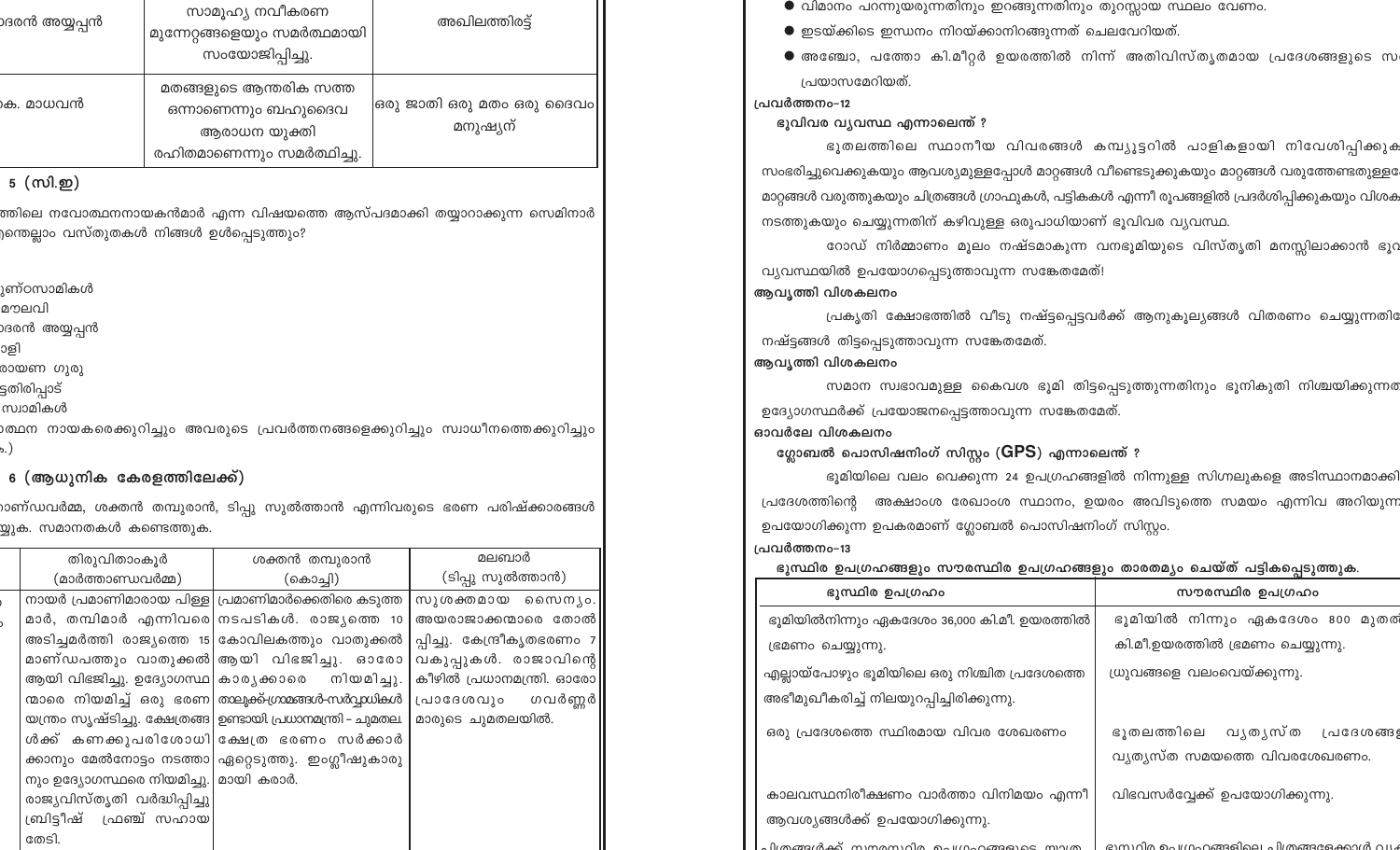| ...ദരൻ അയ്യപ്പൻ | സാമൂഹ്യ നവീകരണ മുന്നേറ്റങ്ങളെയും സമർത്ഥമായി സംയോജിപ്പിച്ചു. | അഖിലത്തിരട്ട് |
|---|---|---|
| ...കെ. മാധവൻ | മതങ്ങളുടെ ആന്തരിക സത്ത ഒന്നാണെന്നും ബഹുദൈവ ആരാധന യുക്തി രഹിതമാണെന്നും സമർത്ഥിച്ചു. | ഒരു ജാതി ഒരു മതം ഒരു ദൈവം മനുഷ്യന് |

5 (സി.ഇ)

...ത്തിലെ നവോത്ഥാനനായകൻമാർ എന്ന വിഷയത്തെ ആസ്പദമാക്കി തയ്യാറാക്കുന്ന സെമിനാർ ...ന്തെല്ലാം വസ്തുതകൾ നിങ്ങൾ ഉൾപ്പെടുത്തും?

...ുണ്ഠസാമികൾ
...മൗലവി
...ദരൻ അയ്യപ്പൻ
...ാളി
...രായണ ഗുരു
...ട്ടതിരിപ്പാട്
...സ്വാമികൾ

...ാത്ഥാന നായകരെക്കുറിച്ചും അവരുടെ പ്രവർത്തനങ്ങളെക്കുറിച്ചും സ്വാധീനത്തെക്കുറിച്ചും ...)

6 (ആധുനിക കേരളത്തിലേക്ക്)

...ാണ്ഡവർമ്മ, ശക്തൻ തമ്പുരാൻ, ടിപ്പു സുൽത്താൻ എന്നിവരുടെ ഭരണ പരിഷ്ക്കാരങ്ങൾ ...ുക. സമാനതകൾ കണ്ടെത്തുക.

| | തിരുവിതാംകൂർ (മാർത്താണ്ഡവർമ്മ) | ശക്തൻ തമ്പുരാൻ (കൊച്ചി) | മലബാർ (ടിപ്പു സുൽത്താൻ) |
|---|---|---|---|
| | നായർ പ്രമാണിമാരായ പിള്ള മാർ, തമ്പിമാർ എന്നിവരെ അടിച്ചമർത്തി രാജ്യത്തെ 15 മാണ്ഡപത്തും വാതുക്കൽ ആയി വിഭജിച്ചു. ഉദ്യോഗസ്ഥ ന്മാരെ നിയമിച്ച് ഒരു ഭരണ യന്ത്രം സൃഷ്ടിച്ചു. ക്ഷേത്രങ്ങ ൾക്ക് കണക്കുപരിശോധി ക്കാനും മേൽനോട്ടം നടത്താ നും ഉദ്യോഗസ്ഥരെ നിയമിച്ചു. രാജ്യവിസ്തൃതി വർദ്ധിപ്പിച്ചു ബ്രിട്ടീഷ് ഫ്രഞ്ച് സഹായ തേടി. | പ്രമാണിമാർക്കെതിരെ കടുത്ത നടപടികൾ. രാജ്യത്തെ 10 കോവിലകത്തും വാതുക്കൽ ആയി വിഭജിച്ചു. ഓരോ കാര്യക്കാരെ നിയമിച്ചു. താലൂക്ക്-ഗ്രാമങ്ങൾ-സർവ്വാധികർ ഉണ്ടായി. പ്രധാനമന്ത്രി - ചുമതല ക്ഷേത്ര ഭരണം സർക്കാർ ഏറ്റെടുത്തു. ഇംഗ്ലീഷുകാരു മായി കരാർ. | സുശക്തമായ സൈന്യം. അയരാജാക്കന്മാരെ തോൽ പ്പിച്ചു. കേന്ദ്രീകൃതഭരണം 7 വകുപ്പുകൾ. രാജാവിന്റെ കീഴിൽ പ്രധാനമന്ത്രി. ഓരോ പ്രാദേശവും ഗവർണ്ണർ മാരുടെ ചുമതലയിൽ. |

- വിമാനം പറന്നുയരുന്നതിനും ഇറങ്ങുന്നതിനും തുറസ്സായ സ്ഥലം വേണം.
- ഇടയ്ക്കിടെ ഇന്ധനം നിറയ്ക്കാനിറങ്ങുന്നത് ചെലവേറിയത്.
- അഞ്ചോ, പത്തോ കി.മീറ്റർ ഉയരത്തിൽ നിന്ന് അതിവിസ്തൃതമായ പ്രദേശങ്ങളുടെ സ... പ്രയാസമേറിയത്.

**പ്രവർത്തനം-12**

**ഭൂവിവര വ്യവസ്ഥ എന്നാലെന്ത് ?**

ഭൂതലത്തിലെ സ്ഥാനീയ വിവരങ്ങൾ കമ്പ്യൂട്ടറിൽ പാളികളായി നിവേശിപ്പിക്കു... സംഭരിച്ചുവെക്കുകയും ആവശ്യമുള്ളപ്പോൾ മാറ്റങ്ങൾ വീണ്ടെടുക്കുകയും മാറ്റങ്ങൾ വരുത്തേണ്ടതുള്ള... മാറ്റങ്ങൾ വരുത്തുകയും ചിത്രങ്ങൾ ഗ്രാഫുകൾ, പട്ടികകൾ എന്നീ രൂപങ്ങളിൽ പ്രദർശിപ്പിക്കുകയും വിശക... നടത്തുകയും ചെയ്യുന്നതിന് കഴിവുള്ള ഒരുപാധിയാണ് ഭൂവിവര വ്യവസ്ഥ.

റോഡ് നിർമ്മാണം മൂലം നഷ്ടമാകുന്ന വനഭൂമിയുടെ വിസ്തൃതി മനസ്സിലാക്കാൻ ഭൂ... വ്യവസ്ഥയിൽ ഉപയോഗപ്പെടുത്താവുന്ന സങ്കേതമേത്!

**ആവൃത്തി വിശകലനം**

പ്രകൃതി ക്ഷോഭത്തിൽ വീടു നഷ്ടപ്പെട്ടവർക്ക് ആനുകൂല്യങ്ങൾ വിതരണം ചെയ്യുന്നതി... നഷ്ടങ്ങൾ തിട്ടപ്പെടുത്താവുന്ന സങ്കേതമേത്.

**ആവൃത്തി വിശകലനം**

സമാന സ്വഭാവമുള്ള കൈവശ ഭൂമി തിട്ടപ്പെടുത്തുന്നതിനും ഭൂനികുതി നിശ്ചയിക്കുന്നത... ഉദ്യോഗസ്ഥർക്ക് പ്രയോജനപ്പെടുത്താവുന്ന സങ്കേതമേത്.

**ഓവർലേ വിശകലനം**

**ഗ്ലോബൽ പൊസിഷനിംഗ് സിസ്റ്റം (GPS) എന്നാലെന്ത് ?**

ഭൂമിയിലെ വലം വെക്കുന്ന 24 ഉപഗ്രഹങ്ങളിൽ നിന്നുള്ള സിഗ്നലുകളെ അടിസ്ഥാനമാക്കി... പ്രദേശത്തിന്റെ അക്ഷാംശ രേഖാംശ സ്ഥാനം, ഉയരം അവിടുത്തെ സമയം എന്നിവ അറിയുന്ന... ഉപയോഗിക്കുന്ന ഉപകരമാണ് ഗ്ലോബൽ പൊസിഷനിംഗ് സിസ്റ്റം.

**പ്രവർത്തനം-13**

**ഭൂസ്ഥിര ഉപഗ്രഹങ്ങളും സൗരസ്ഥിര ഉപഗ്രഹങ്ങളും താരതമ്യം ചെയ്ത് പട്ടികപ്പെടുത്തുക.**

| ഭൂസ്ഥിര ഉപഗ്രഹം | സൗരസ്ഥിര ഉപഗ്രഹം |
|---|---|
| ഭൂമിയിൽനിന്നും ഏകദേശം 36,000 കി.മീ. ഉയരത്തിൽ ഭ്രമണം ചെയ്യുന്നു. | ഭൂമിയിൽ നിന്നും ഏകദേശം 800 മുതൽ... കി.മീ.ഉയരത്തിൽ ഭ്രമണം ചെയ്യുന്നു. |
| എല്ലായ്പോഴും ഭൂമിയിലെ ഒരു നിശ്ചിത പ്രദേശത്തെ അഭിമുഖീകരിച്ച് നിലയുറപ്പിച്ചിരിക്കുന്നു. | ധ്രുവങ്ങളെ വലംവെയ്ക്കുന്നു. |
| ഒരു പ്രദേശത്തെ സ്ഥിരമായ വിവര ശേഖരണം | ഭൂതലത്തിലെ വ്യത്യസ്ത പ്രദേശങ്ങ... വ്യത്യസ്ത സമയത്തെ വിവരശേഖരണം. |
| കാലാവസ്ഥനിരീക്ഷണം വാർത്താ വിനിമയം എന്നീ ആവശ്യങ്ങൾക്ക് ഉപയോഗിക്കുന്നു. | വിഭവസർവ്വേക്ക് ഉപയോഗിക്കുന്നു. |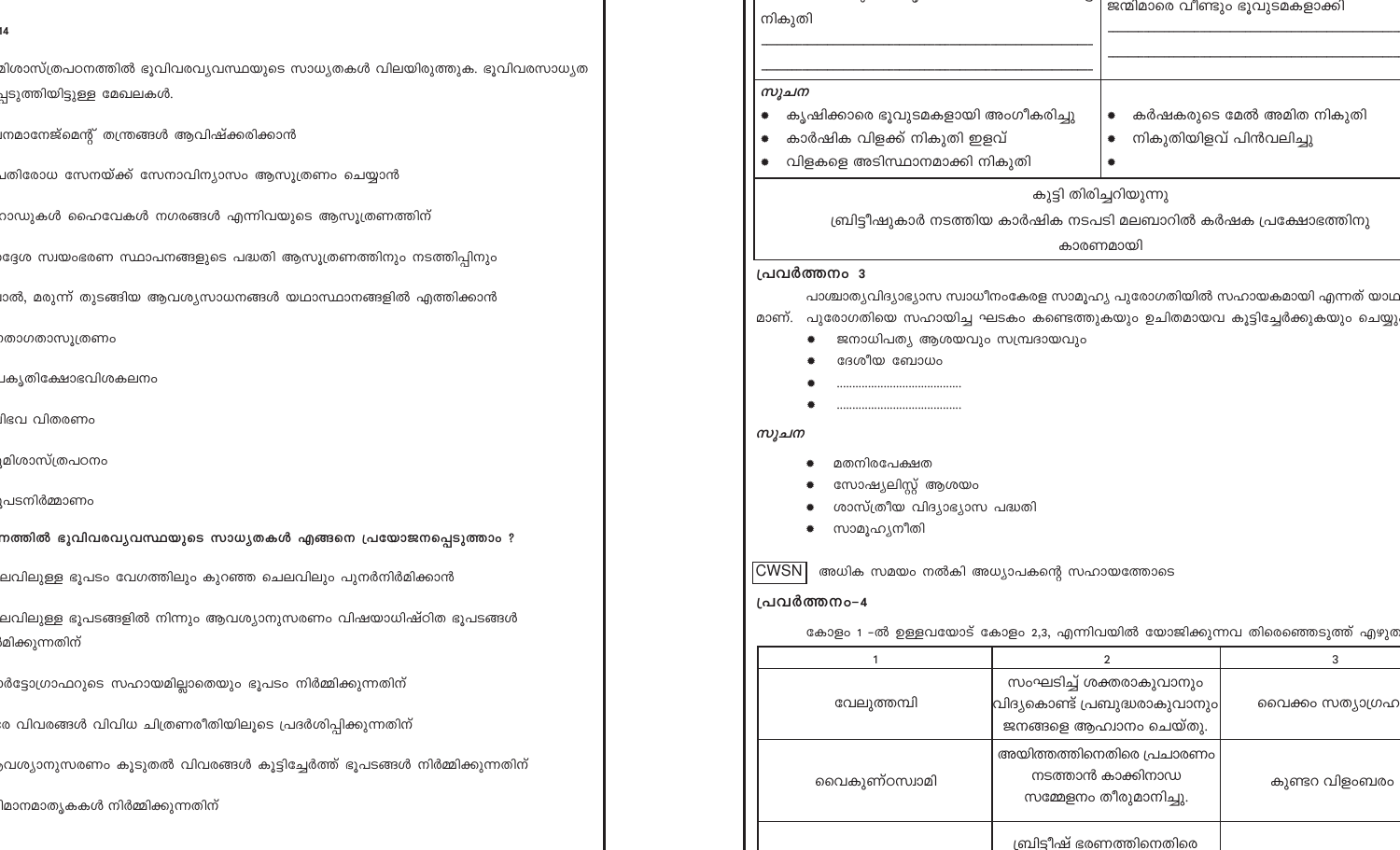മിശാസ്ത്രപഠനത്തിൽ ഭൂവിവരവ്യവസ്ഥയുടെ സാധ്യതകൾ വിലയിരുത്തുക. ഭൂവിവരസാധ്യത
പ്പെടുത്തിയിട്ടുള്ള മേഖലകൾ.

നമാനേജ്മെന്റ് തന്ത്രങ്ങൾ ആവിഷ്ക്കരിക്കാൻ

പതിരോധ സേനയ്ക്ക് സേനാവിന്യാസം ആസൂത്രണം ചെയ്യാൻ

റാഡുകൾ ഹൈവേകൾ നഗരങ്ങൾ എന്നിവയുടെ ആസൂത്രണത്തിന്

ദ്ദേശ സ്വയംഭരണ സ്ഥാപനങ്ങളുടെ പദ്ധതി ആസൂത്രണത്തിനും നടത്തിപ്പിനും

ാൽ, മരുന്ന് തുടങ്ങിയ ആവശ്യസാധനങ്ങൾ യഥാസ്ഥാനങ്ങളിൽ എത്തിക്കാൻ

തഗതാസൂത്രണം

പകൃതിക്ഷോഭവിശകലനം

ിഭവ വിതരണം

ൂമിശാസ്ത്രപഠനം

ൂപടനിർമ്മാണം

**നത്തിൽ ഭൂവിവരവ്യവസ്ഥയുടെ സാധ്യതകൾ എങ്ങനെ പ്രയോജനപ്പെടുത്താം ?**

ലവിലുള്ള ഭൂപടം വേഗത്തിലും കുറഞ്ഞ ചെലവിലും പുനർനിർമിക്കാൻ

ലവിലുള്ള ഭൂപടങ്ങളിൽ നിന്നും ആവശ്യാനുസരണം വിഷയാധിഷ്ഠിത ഭൂപടങ്ങൾ
മിക്കുന്നതിന്

ാർട്ടോഗ്രാഫറുടെ സഹായമില്ലാതെയും ഭൂപടം നിർമ്മിക്കുന്നതിന്

ര വിവരങ്ങൾ വിവിധ ചിത്രണരീതിയിലൂടെ പ്രദർശിപ്പിക്കുന്നതിന്

ാവശ്യാനുസരണം കൂടുതൽ വിവരങ്ങൾ കൂട്ടിച്ചേർത്ത് ഭൂപടങ്ങൾ നിർമ്മിക്കുന്നതിന്

ിമാനമാതൃകകൾ നിർമ്മിക്കുന്നതിന്

| നികുതി<br>________________<br>________________ | ജന്മിമാരെ വീണ്ടും ഭൂവുടമകളാക്കി<br>________________<br>________________ |
|---|---|
| *സൂചന*<br>• കൃഷിക്കാരെ ഭൂവുടമകളായി അംഗീകരിച്ചു<br>• കാർഷിക വിളക്ക് നികുതി ഇളവ്<br>• വിളകളെ അടിസ്ഥാനമാക്കി നികുതി | <br>• കർഷകരുടെ മേൽ അമിത നികുതി<br>• നികുതിയിളവ് പിൻവലിച്ചു<br>• |

കുട്ടി തിരിച്ചറിയുന്നു
ബ്രിട്ടീഷുകാർ നടത്തിയ കാർഷിക നടപടി മലബാറിൽ കർഷക പ്രക്ഷോഭത്തിനു കാരണമായി

**പ്രവർത്തനം 3**

പാശ്ചാത്യവിദ്യാഭ്യാസ സ്വാധീനംകേരള സാമൂഹ്യ പുരോഗതിയിൽ സഹായകമായി എന്നത് യാഥ
മാണ്. പുരോഗതിയെ സഹായിച്ച ഘടകം കണ്ടെത്തുകയും ഉചിതമായവ കൂട്ടിച്ചേർക്കുകയും ചെയ്യു

- ജനാധിപത്യ ആശയവും സമ്പ്രദായവും
- ദേശീയ ബോധം
- ......................................
- ......................................

*സൂചന*

- മതനിരപേക്ഷത
- സോഷ്യലിസ്റ്റ് ആശയം
- ശാസ്ത്രീയ വിദ്യാഭ്യാസ പദ്ധതി
- സാമൂഹ്യനീതി

CWSN അധിക സമയം നൽകി അധ്യാപകന്റെ സഹായത്തോടെ

**പ്രവർത്തനം–4**

കോളം 1 –ൽ ഉള്ളവയോട് കോളം 2,3, എന്നിവയിൽ യോജിക്കുന്നവ തിരെഞ്ഞെടുത്ത് എഴുത

| 1 | 2 | 3 |
|---|---|---|
| വേലുത്തമ്പി | സംഘടിച്ച് ശക്തരാകുവാനും വിദ്യകൊണ്ട് പ്രബുദ്ധരാകുവാനും ജനങ്ങളെ ആഹ്വാനം ചെയ്തു. | വൈക്കം സത്യാഗ്രഹ |
| വൈകുണ്ഠസ്വാമി | അയിത്തത്തിനെതിരെ പ്രചാരണം നടത്താൻ കാക്കിനാഡ സമ്മേളനം തീരുമാനിച്ചു. | കുണ്ടറ വിളംബരം |
| | ബ്രിട്ടീഷ് ഭരണത്തിനെതിരെ | |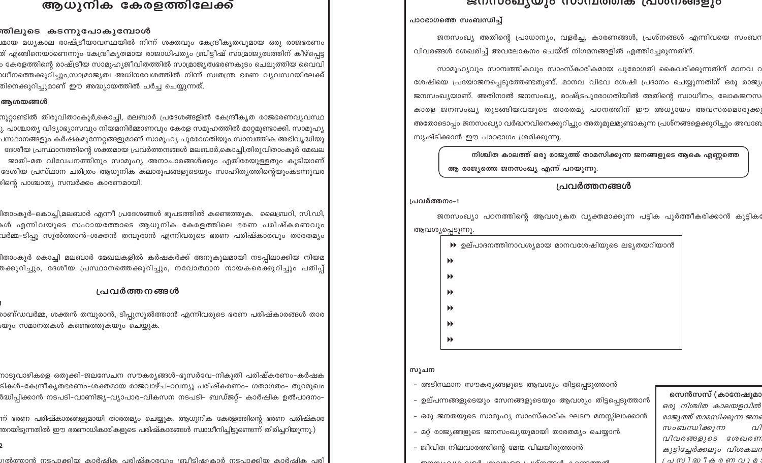# ആധുനിക കേരളത്തിലേക്ക്

## ...ത്തിലൂടെ കടന്നുപോകുമ്പോൾ

...ലമായ മധ്യകാല രാഷ്ട്രീയാവസ്ഥയിൽ നിന്ന് ശക്തവും കേന്ദ്രീകൃതവുമായ ഒരു രാജഭരണം ...ത് എങ്ങിനെയാണെന്നും കേന്ദ്രീകൃതമായ രാജാധിപത്യം ബ്രിട്ടീഷ് സാമ്രാജ്യത്വത്തിന് കീഴ്പ്പെട്ട ...ം കേരളത്തിന്റെ രാഷ്ട്രീയ സാമൂഹ്യജീവിതത്തിൽ സാമ്രാജ്യത്വഭരണകൂടം ചെലുത്തിയ വൈവി ...ധീനത്തെക്കുറിച്ചും,സാമ്രാജ്യത്വ അധിനവേശത്തിൽ നിന്ന് സ്വതന്ത്ര ഭരണ വ്യവസ്ഥയിലേക്ക് ...തിനെക്കുറിച്ചുമാണ് ഈ അധ്യായത്തിൽ ചർച്ച ചെയ്യുന്നത്.

### ആശയങ്ങൾ

...നൂറ്റാണ്ടിൽ തിരുവിതാംകൂർ,കൊച്ചി, മലബാർ പ്രദേശങ്ങളിൽ കേന്ദ്രീകൃത രാജഭരണവ്യവസ്ഥ ...ു. പാശ്ചാത്യ വിദ്യാഭ്യാസവും നിയമനിർമ്മാണവും കേരള സമൂഹത്തിൽ മാറ്റമുണ്ടാക്കി. സാമൂഹ്യ ...പ്രസ്ഥാനങ്ങളും കർഷകമുന്നേറ്റങ്ങളുമാണ് സാമൂഹ്യ പുരോഗതിയും സാമ്പത്തിക അഭിവൃദ്ധിയു... ദേശീയ പ്രസ്ഥാനത്തിന്റെ ശക്തമായ പ്രവർത്തനങ്ങൾ മലബാർ,കൊച്ചി,തിരുവിതാംകൂർ മേഖല... ജാതി-മത വിവേചനത്തിനും സാമൂഹ്യ അനാചാരങ്ങൾക്കും എതിരേയുള്ളതും കൂടിയാണ് ...ദേശീയ പ്രസ്ഥാന ചരിത്രം ആധുനിക കലാരൂപങ്ങളുടെയും സാഹിത്യത്തിന്റെയുംകടന്നുവര ...ിന്റെ പാശ്ചാത്യ സമ്പർക്കം കാരണമായി.

...ിതാംകൂർ-കൊച്ചി,മലബാർ എന്നീ പ്രദേശങ്ങൾ ഭൂപടത്തിൽ കണ്ടെത്തുക. ലൈബ്രറി, സി.ഡി, ...കൾ എന്നിവയുടെ സഹായത്തോടെ ആധുനിക കേരളത്തിലെ ഭരണ പരിഷ്കരണവും ...വർമ്മ-ടിപ്പു സുൽത്താൻ-ശക്തൻ തമ്പുരാൻ എന്നിവരുടെ ഭരണ പരിഷ്കാരവും താരതമ്യ...

...ിതാംകൂർ കൊച്ചി മലബാർ മേഖലകളിൽ കർഷകർക്ക് അനുകൂലമായി നടപ്പിലാക്കിയ നിയമ ...ത്തക്കുറിച്ചും, ദേശീയ പ്രസ്ഥാനത്തെക്കുറിച്ചും, നവോത്ഥാന നായകരെക്കുറിച്ചും പതിപ്പ്...

## പ്രവർത്തനങ്ങൾ

...1

...ാണ്ഡവർമ്മ, ശക്തൻ തമ്പുരാൻ, ടിപ്പുസുൽത്താൻ എന്നിവരുടെ ഭരണ പരിഷ്കാരങ്ങൾ താര...യും സമാനതകൾ കണ്ടെത്തുകയും ചെയ്യുക.

...നാടുവാഴികളെ ഒതുക്കി-ജലസേചന സൗകര്യങ്ങൾ-ഭൂസർവേ-നികുതി പരിഷ്കരണം-കർഷക...ടികൾ-കേന്ദ്രീകൃതഭരണം-ശക്തമായ രാജവാഴ്ച-റവന്യൂ പരിഷ്കരണം- ഗതാഗതം- തുറമുഖം ...ർദ്ധിപ്പിക്കാൻ നടപടി-വാണിജ്യ-വ്യാപാര-വികസന നടപടി- ബഡ്ജറ്റ്- കാർഷിക ഉൽപാദനം-

...ന് ഭരണ പരിഷ്കാരങ്ങളുമായി താരതമ്യം ചെയ്യുക. ആധുനിക കേരളത്തിന്റെ ഭരണ പരിഷ്കാര...ത്തായിട്ടുന്നതിൽ ഈ ഭരണാധികാരികളുടെ പരിഷ്കാരങ്ങൾ സ്വാധീനിച്ചിട്ടുണ്ടെന്ന് തിരിച്ചറിയുന്നു.)

...2

...ുൽത്താൻ നടപ്പാക്കിയ കാർഷിക പരിഷ്കാരവും (ബ്രീടിഷ്)കാർ നടപ്പാക്കിയ കാർഷിക പരി...

# ജനസംഖ്യയും സാമ്പത്തിക പ്രശ്നങ്ങളും

### പാഠഭാഗത്തെ സംബന്ധിച്ച്

ജനസംഖ്യ അതിന്റെ പ്രാധാന്യം, വളർച്ച, കാരണങ്ങൾ, പ്രശ്നങ്ങൾ എന്നിവയെ സംബന്... വിവരങ്ങൾ ശേഖരിച്ച് അവലോകനം ചെയ്ത് നിഗമനങ്ങളിൽ എത്തിച്ചേരുന്നതിന്.

സാമൂഹ്യവും സാമ്പത്തികവും സാംസ്കാരികവുമായ പുരോഗതി കൈവരിക്കുന്നതിന് മാനവ വ... ശേഷിയെ പ്രയോജനപ്പെടുത്തേണ്ടതുണ്ട്. മാനവ വിഭവ ശേഷി പ്രദാനം ചെയ്യുന്നതിന് ഒരു രാജ്യ... ജനസംഖ്യയാണ്. അതിനാൽ ജനസംഖ്യ, രാഷ്ട്രപുരോഗതിയിൽ അതിന്റെ സ്വാധീനം, ലോകജനസം... കാരള ജനസംഖ്യ തുടങ്ങിയവയുടെ താരതമ്യ പഠനത്തിന് ഈ അധ്യായം അവസരമൊരുക്കു... അതോടൊപ്പം ജനസംഖ്യാ വർദ്ധനവിനെക്കുറിച്ചും അതുമൂലമുണ്ടാകുന്ന പ്രശ്നങ്ങളെക്കുറിച്ചും അവബോ... സൃഷ്ടിക്കാൻ ഈ പാഠഭാഗം ശ്രമിക്കുന്നു.

> **നിശ്ചിത കാലത്ത് ഒരു രാജ്യത്ത് താമസിക്കുന്ന ജനങ്ങളുടെ ആകെ എണ്ണത്തെ ആ രാജ്യത്തെ ജനസംഖ്യ എന്ന് പറയുന്നു.**

## പ്രവർത്തനങ്ങൾ

### പ്രവർത്തനം–1

ജനസംഖ്യാ പഠനത്തിന്റെ ആവശ്യകത വ്യക്തമാക്കുന്ന പട്ടിക പൂർത്തീകരിക്കാൻ കുട്ടിക... ആവശ്യപ്പെടുന്നു.

- ഉല്പാദനത്തിനാവശ്യമായ മാനവശേഷിയുടെ ലഭ്യതയറിയാൻ
- 
- 
- 
- 
- 
- 

### സൂചന

- അടിസ്ഥാന സൗകര്യങ്ങളുടെ ആവശ്യം തിട്ടപ്പെടുത്താൻ
- ഉല്പന്നങ്ങളുടെയും സേവനങ്ങളുടെയും ആവശ്യം തിട്ടപ്പെടുത്താൻ
- ഒരു ജനതയുടെ സാമൂഹ്യ സാംസ്കാരിക ഘടന മനസ്സിലാക്കാൻ
- മറ്റ് രാജ്യങ്ങളുടെ ജനസംഖ്യയുമായി താരതമ്യം ചെയ്യാൻ
- ജീവിത നിലവാരത്തിന്റെ മേന്മ വിലയിരുത്താൻ

**സെൻസസ് (കാനേഷുമാ...**

*ഒരു നിശ്ചിത കാലയളവിൽ ... രാജ്യത്ത് താമസിക്കുന്ന ജന... സംബന്ധിക്കുന്ന വി... വിവരങ്ങളുടെ ശേഖരണ... കൂട്ടിച്ചേർക്കലും വിശകലന... പ്രസിദ്ധീകരണവും...*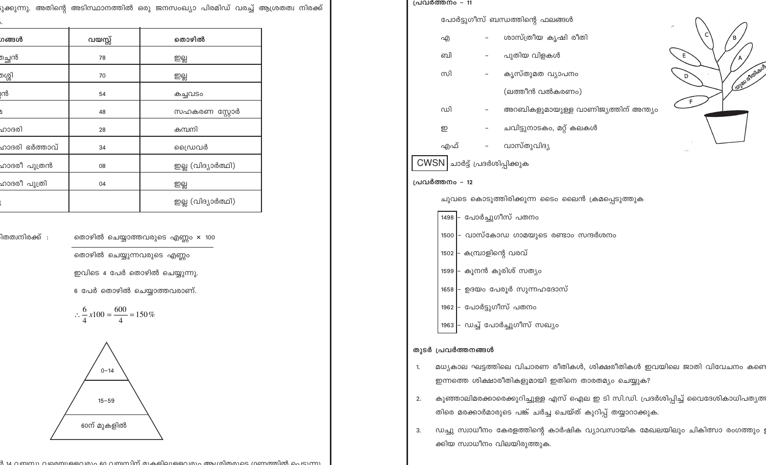...ുക്കുന്നു. അതിന്റെ അടിസ്ഥാനത്തിൽ ഒരു ജനസംഖ്യാ പിരമിഡ് വരച്ച് ആശ്രതത്വ നിരക്ക്
...

| ...ംഗങ്ങൾ | വയസ്സ് | തൊഴിൽ |
|---|---|---|
| ...ച്ഛൻ | 78 | ഇല്ല |
| ...ശ്ശി | 70 | ഇല്ല |
| ...ൻ | 54 | കച്ചവടം |
| ... | 48 | സഹകരണ സ്റ്റോർ |
| ...ഹാദരി | 28 | കമ്പനി |
| ...ഹാദരി ഭർത്താവ് | 34 | ഡ്രൈവർ |
| ...ഹാദരീ പുത്രൻ | 08 | ഇല്ല (വിദ്യാർത്ഥി) |
| ...ഹാദരീ പുത്രി | 04 | ഇല്ല |
| ... | | ഇല്ല (വിദ്യാർത്ഥി) |

...ിതത്വനിരക്ക് :

$$\frac{\text{തൊഴിൽ ചെയ്യാത്തവരുടെ എണ്ണം} \times 100}{\text{തൊഴിൽ ചെയ്യുന്നവരുടെ എണ്ണം}}$$

ഇവിടെ 4 പേർ തൊഴിൽ ചെയ്യുന്നു.

6 പേർ തൊഴിൽ ചെയ്യാത്തവരാണ്.

$$\therefore \frac{6}{4}x100 = \frac{600}{4} = 150\%$$

0–14

15–59

60ന് മുകളിൽ

...ൽ 14 വയസ്സു വരെയുള്ളവരും 60 വയസ്സിന് മുകളിലുള്ളവരും ആശ്രിതരുടെ ഗണത്തിൽ പെടുന്നു

**പ്രവർത്തനം – 11**

പോർട്ടുഗീസ് ബന്ധത്തിന്റെ ഫലങ്ങൾ

- എ – ശാസ്ത്രീയ കൃഷി രീതി
- ബി – പുതിയ വിളകൾ
- സി – കൃസ്തുമത വ്യാപനം (ലത്തീൻ വൽകരണം)
- ഡി – അറബികളുമായുള്ള വാണിജ്യത്തിന് അന്ത്യം
- ഇ – ചവിട്ടുനാടകം, മറ്റ് കലകൾ
- എഫ് – വാസ്തുവിദ്യ

A B C D E F

യൂറോ രീതികൾ

CWSN ചാർട്ട് പ്രദർശിപ്പിക്കുക

**പ്രവർത്തനം – 12**

ചുവടെ കൊടുത്തിരിക്കുന്ന ടൈം ലൈൻ ക്രമപ്പെടുത്തുക

| | |
|---|---|
| 1498 | – പോർച്ചുഗീസ് പതനം |
| 1500 | – വാസ്കോഡ ഗാമയുടെ രണ്ടാം സന്ദർശനം |
| 1502 | – കബ്രാളിന്റെ വരവ് |
| 1599 | – കൂനൻ കുരിശ് സത്യം |
| 1658 | – ഉദയം പേരൂർ സുന്നഹദോസ് |
| 1962 | – പോർട്ടുഗീസ് പതനം |
| 1963 | – ഡച്ച് പോർച്ചുഗീസ് സഖ്യം |

**തുടർ പ്രവർത്തനങ്ങൾ**

1. മധ്യകാല ഘട്ടത്തിലെ വിചാരണ രീതികൾ, ശിക്ഷരീതികൾ ഇവയിലെ ജാതി വിവേചനം കണ... ഇന്നത്തെ ശിക്ഷാരീതികളുമായി ഇതിനെ താരതമ്യം ചെയ്യുക?
2. കുഞ്ഞാലിമരക്കാരെക്കുറിച്ചുള്ള എസ് ഐ ഇ ടി സി.ഡി. പ്രദർശിപ്പിച്ച് വൈദേശികാധിപത്യ... തിരെ മരക്കാർമാരുടെ പങ്ക് ചർച്ച ചെയ്ത് കുറിപ്പ് തയ്യാറാക്കുക.
3. ഡച്ചു സ്വാധീനം കേരളത്തിന്റെ കാർഷിക വ്യാവസായിക മേഖലയിലും ചികിത്സാ രംഗത്തും ... ക്കിയ സ്വാധീനം വിലയിരുത്തുക.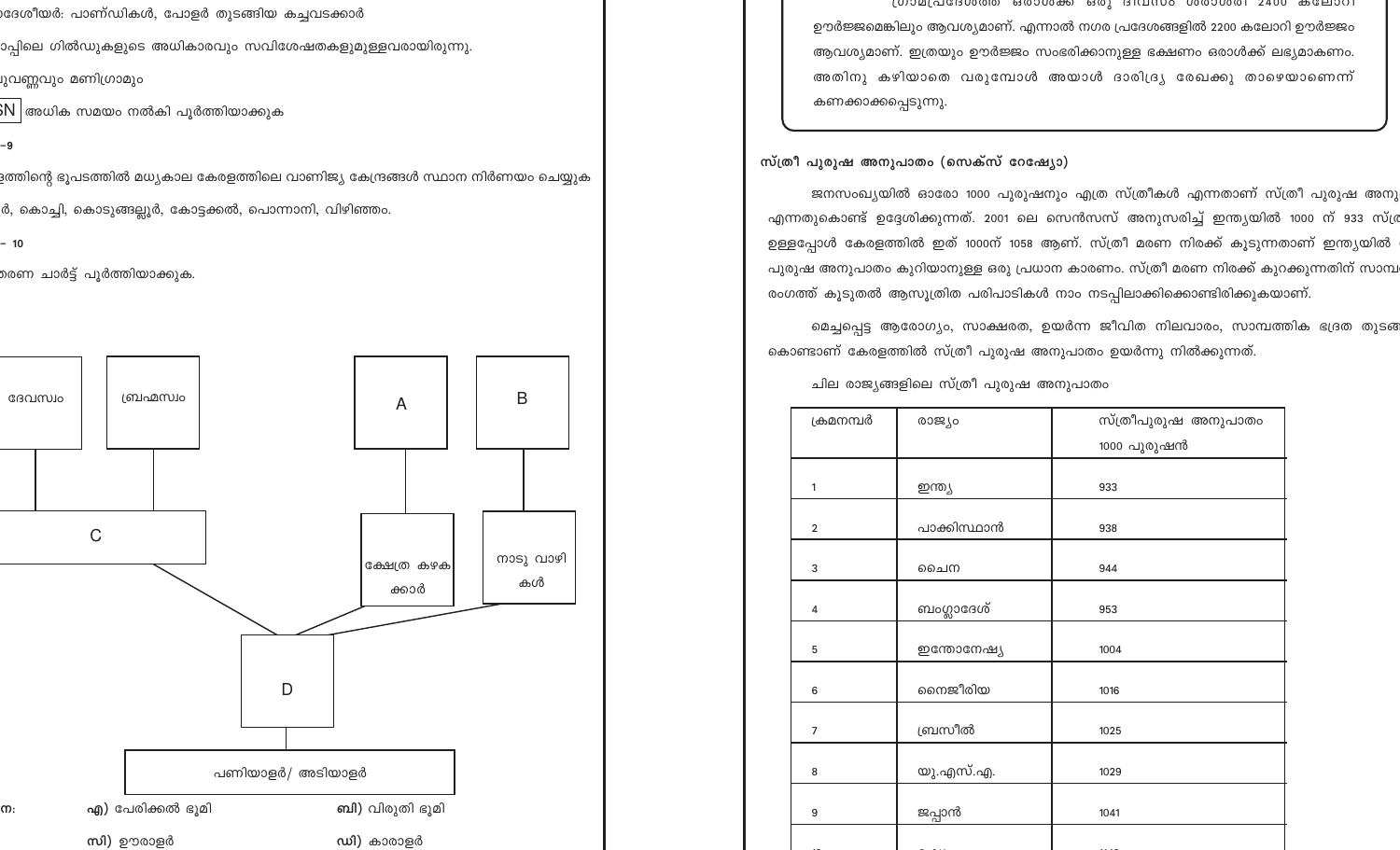ദേശീയർ: പാണ്ഡികൾ, പോളർ തുടങ്ങിയ കച്ചവടക്കാർ

ാപ്പിലെ ഗിൽഡുകളുടെ അധികാരവും സവിശേഷതകളുമുള്ളവരായിരുന്നു.

ുവണ്ണവും മണിഗ്രാമും

SN അധിക സമയം നൽകി പൂർത്തിയാക്കുക

–9

ളത്തിന്റെ ഭൂപടത്തിൽ മധ്യകാല കേരളത്തിലെ വാണിജ്യ കേന്ദ്രങ്ങൾ സ്ഥാന നിർണയം ചെയ്യുക

ർ, കൊച്ചി, കൊടുങ്ങല്ലൂർ, കോട്ടക്കൽ, പൊന്നാനി, വിഴിഞ്ഞം.

– 10

തരണ ചാർട്ട് പൂർത്തിയാക്കുക.

ദേവസ്വം, ബ്രഹ്മസ്വം → C ; A → ക്ഷേത്ര കഴകക്കാർ ; B → നാടു വാഴികൾ ; C, ക്ഷേത്ര കഴകക്കാർ, നാടു വാഴികൾ → D → പണിയാളർ/ അടിയാളർ

ന: എ) പേരിക്കൽ ഭൂമി ബി) വിരുതി ഭൂമി

സി) ഊരാളർ ഡി) കാരാളർ

ഗ്രാമപ്രദേശത്ത് ഒരാൾക്ക് ഒരു ദിവസം ശരാശരി 2400 കലോറി ഊർജ്ജമെങ്കിലും ആവശ്യമാണ്. എന്നാൽ നഗര പ്രദേശങ്ങളിൽ 2200 കലോറി ഊർജ്ജം ആവശ്യമാണ്. ഇത്രയും ഊർജ്ജം സംഭരിക്കാനുള്ള ഭക്ഷണം ഒരാൾക്ക് ലഭ്യമാകണം. അതിനു കഴിയാതെ വരുമ്പോൾ അയാൾ ദാരിദ്ര്യ രേഖക്കു താഴെയാണെന്ന് കണക്കാക്കപ്പെടുന്നു.

### സ്ത്രീ പുരുഷ അനുപാതം (സെക്സ് റേഷ്യോ)

ജനസംഖ്യയിൽ ഓരോ 1000 പുരുഷനും എത്ര സ്ത്രീകൾ എന്നതാണ് സ്ത്രീ പുരുഷ അനു എന്നതുകൊണ്ട് ഉദ്ദേശിക്കുന്നത്. 2001 ലെ സെൻസസ് അനുസരിച്ച് ഇന്ത്യയിൽ 1000 ന് 933 സ്ത്ര ഉള്ളപ്പോൾ കേരളത്തിൽ ഇത് 1000ന് 1058 ആണ്. സ്ത്രീ മരണ നിരക്ക് കൂടുന്നതാണ് ഇന്ത്യയിൽ പുരുഷ അനുപാതം കുറിയാനുള്ള ഒരു പ്രധാന കാരണം. സ്ത്രീ മരണ നിരക്ക് കുറക്കുന്നതിന് സാമ്പ രംഗത്ത് കൂടുതൽ ആസൂത്രിത പരിപാടികൾ നാം നടപ്പിലാക്കിക്കൊണ്ടിരിക്കുകയാണ്.

മെച്ചപ്പെട്ട ആരോഗ്യം, സാക്ഷരത, ഉയർന്ന ജീവിത നിലവാരം, സാമ്പത്തിക ഭദ്രത തുടങ്ങ കൊണ്ടാണ് കേരളത്തിൽ സ്ത്രീ പുരുഷ അനുപാതം ഉയർന്നു നിൽക്കുന്നത്.

ചില രാജ്യങ്ങളിലെ സ്ത്രീ പുരുഷ അനുപാതം

| ക്രമനമ്പർ | രാജ്യം | സ്ത്രീപുരുഷ അനുപാതം 1000 പുരുഷൻ |
|---|---|---|
| 1 | ഇന്ത്യ | 933 |
| 2 | പാക്കിസ്ഥാൻ | 938 |
| 3 | ചൈന | 944 |
| 4 | ബംഗ്ലാദേശ് | 953 |
| 5 | ഇന്തോനേഷ്യ | 1004 |
| 6 | നൈജീരിയ | 1016 |
| 7 | ബ്രസീൽ | 1025 |
| 8 | യു.എസ്.എ. | 1029 |
| 9 | ജപ്പാൻ | 1041 |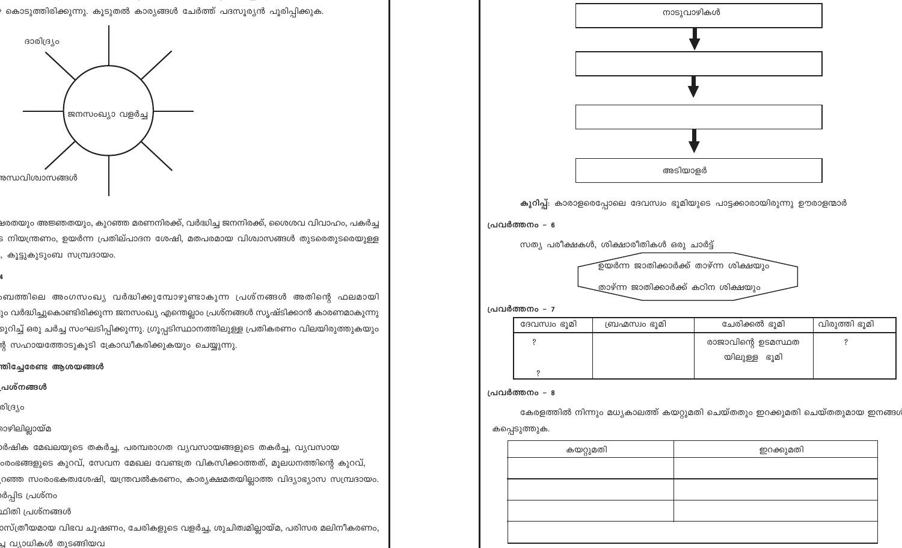കൊടുത്തിരിക്കുന്നു. കൂടുതൽ കാര്യങ്ങൾ ചേർത്ത് പദസൂര്യൻ പൂരിപ്പിക്കുക.

ജനസംഖ്യാ വളർച്ച

- ദാരിദ്ര്യം
- അന്ധവിശ്വാസങ്ങൾ

ഷരതയും അജ്ഞതയും, കുറഞ്ഞ മരണനിരക്ക്, വർദ്ധിച്ച ജനനിരക്ക്, ശൈശവ വിവാഹം, പകർച്ച
ട നിയന്ത്രണം, ഉയർന്ന പ്രതിഉല്പാദന ശേഷി, മതപരമായ വിശ്വാസങ്ങൾ തുടരെതുടരെയുള്ള
, കൂട്ടുകുടുംബ സമ്പ്രദായം.

4

ബത്തിലെ അംഗസംഖ്യ വർദ്ധിക്കുമ്പോഴുണ്ടാകുന്ന പ്രശ്നങ്ങൾ അതിന്റെ ഫലമായി
ും വർദ്ധിച്ചുകൊണ്ടിരിക്കുന്ന ജനസംഖ്യ എന്തെല്ലാം പ്രശ്നങ്ങൾ സൃഷ്ടിക്കാൻ കാരണമാകുന്നു
ുറിച്ച് ഒരു ചർച്ച സംഘടിപ്പിക്കുന്നു. ഗ്രൂപ്പടിസ്ഥാനത്തിലുള്ള പ്രതികരണം വിലയിരുത്തുകയും
ന്റ സഹായത്തോടുകൂടി ക്രോഡീകരിക്കുകയും ചെയ്യുന്നു.

**ത്തിച്ചേരേണ്ട ആശയങ്ങൾ**

**പ്രശ്നങ്ങൾ**

രിദ്ര്യം

ാഴിലില്ലായ്മ

ർഷിക മേഖലയുടെ തകർച്ച, പരമ്പരാഗത വ്യവസായങ്ങളുടെ തകർച്ച, വ്യവസായ
ംരംഭങ്ങളുടെ കുറവ്, സേവന മേഖല വേണ്ടത്ര വികസിക്കാത്തത്, മൂലധനത്തിന്റെ കുറവ്,
ുറഞ്ഞ സംരംഭകത്വശേഷി, യന്ത്രവൽകരണം, കാര്യക്ഷമതയില്ലാത്ത വിദ്യാഭ്യാസ സമ്പ്രദായം.

ർപ്പിട പ്രശ്നം

ഥിതി പ്രശ്നങ്ങൾ

ാസ്ത്രീയമായ വിഭവ ചൂഷണം, ചേരികളുടെ വളർച്ച, ശുചിത്വമില്ലായ്മ, പരിസര മലിനീകരണം,
ച്ച വ്യാധികൾ തുടങ്ങിയവ

നാടുവാഴികൾ
↓
(          )
↓
(          )
↓
അടിയാളർ

**കുറിപ്പ്:** കാരാളരെപ്പോലെ ദേവസ്വം ഭൂമിയുടെ പാട്ടക്കാരായിരുന്നു ഊരാളന്മാർ

**പ്രവർത്തനം – 6**

സത്യ പരീക്ഷകൾ, ശിക്ഷാരീതികൾ ഒരു ചാർട്ട്

ഉയർന്ന ജാതിക്കാർക്ക് താഴ്ന്ന ശിക്ഷയും
താഴ്ന്ന ജാതിക്കാർക്ക് കഠിന ശിക്ഷയും

**പ്രവർത്തനം – 7**

| ദേവസ്വം ഭൂമി | ബ്രഹ്മസ്വം ഭൂമി | ചേരിക്കൽ ഭൂമി | വിരുത്തി ഭൂമി |
|---|---|---|---|
| ? <br> ? | | രാജാവിന്റെ ഉടമസ്ഥത യിലുള്ള ഭൂമി | ? |

**പ്രവർത്തനം – 8**

കേരളത്തിൽ നിന്നും മധ്യകാലത്ത് കയറ്റുമതി ചെയ്തതും ഇറക്കുമതി ചെയ്തതുമായ ഇനങ്ങൾ കപ്പെടുത്തുക.

| കയറ്റുമതി | ഇറക്കുമതി |
|---|---|
| | |
| | |
| | |
| | |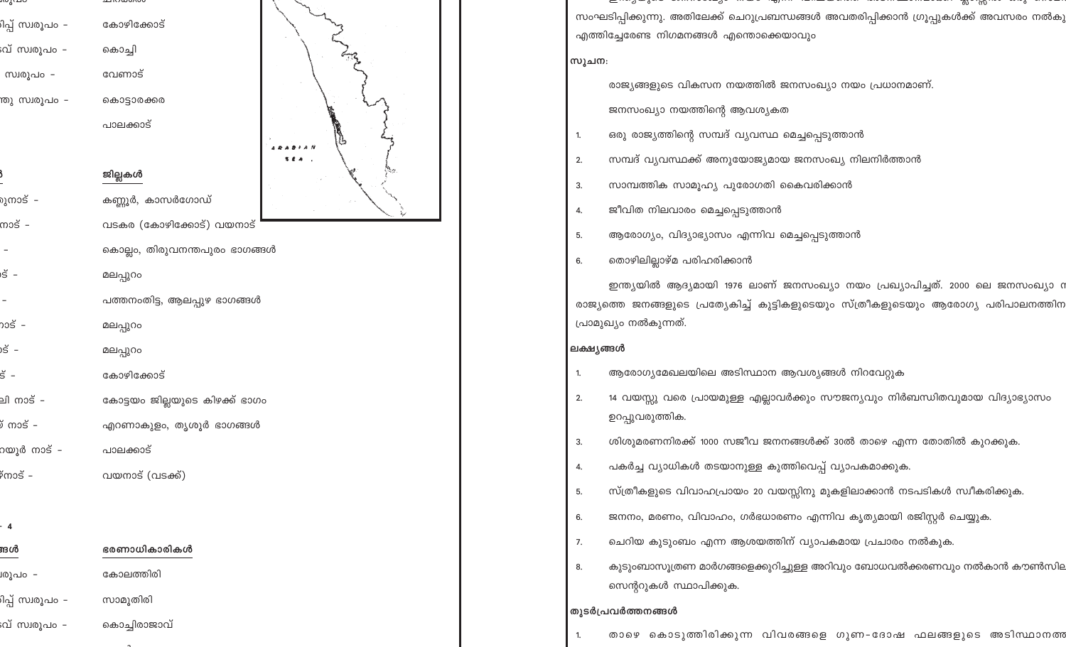| | |
|---|---|
| ...ിപ്പ് സ്വരൂപം - | കോഴിക്കോട് |
| ...വ് സ്വരൂപം - | കൊച്ചി |
| സ്വരൂപം - | വേണാട് |
| ...ത്തു സ്വരൂപം - | കൊട്ടാരക്കര |
| | പാലക്കാട് |

| ... | ജില്ലകൾ |
|---|---|
| ...നാട് - | കണ്ണൂർ, കാസർഗോഡ് |
| ...നാട് - | വടകര (കോഴിക്കോട്) വയനാട് |
| - | കൊല്ലം, തിരുവനന്തപുരം ഭാഗങ്ങൾ |
| ...ട് - | മലപ്പുറം |
| - | പത്തനംതിട്ട, ആലപ്പുഴ ഭാഗങ്ങൾ |
| ...നാട് - | മലപ്പുറം |
| ...ട് - | മലപ്പുറം |
| ...ട് - | കോഴിക്കോട് |
| ...ലി നാട് - | കോട്ടയം ജില്ലയുടെ കിഴക്ക് ഭാഗം |
| ...് നാട് - | എറണാകുളം, തൃശൂർ ഭാഗങ്ങൾ |
| ...റയൂർ നാട് - | പാലക്കാട് |
| ...്നാട് - | വയനാട് (വടക്ക്) |

- 4

| ...ങ്ങൾ | ഭരണാധികാരികൾ |
|---|---|
| ...രൂപം - | കോലത്തിരി |
| ...ിപ്പ് സ്വരൂപം - | സാമൂതിരി |
| ...വ് സ്വരൂപം - | കൊച്ചിരാജാവ് |

സംഘടിപ്പിക്കുന്നു. അതിലേക്ക് ചെറുപ്രബന്ധങ്ങൾ അവതരിപ്പിക്കാൻ ഗ്രൂപ്പുകൾക്ക് അവസരം നൽകു... എത്തിച്ചേരേണ്ട നിഗമനങ്ങൾ എന്തൊക്കെയാവും

**സൂചന:**

രാജ്യങ്ങളുടെ വികസന നയത്തിൽ ജനസംഖ്യാ നയം പ്രധാനമാണ്.

ജനസംഖ്യാ നയത്തിന്റെ ആവശ്യകത

1. ഒരു രാജ്യത്തിന്റെ സമ്പദ് വ്യവസ്ഥ മെച്ചപ്പെടുത്താൻ
2. സമ്പദ് വ്യവസ്ഥക്ക് അനുയോജ്യമായ ജനസംഖ്യ നിലനിർത്താൻ
3. സാമ്പത്തിക സാമൂഹ്യ പുരോഗതി കൈവരിക്കാൻ
4. ജീവിത നിലവാരം മെച്ചപ്പെടുത്താൻ
5. ആരോഗ്യം, വിദ്യാഭ്യാസം എന്നിവ മെച്ചപ്പെടുത്താൻ
6. തൊഴിലില്ലാഴ്മ പരിഹരിക്കാൻ

ഇന്ത്യയിൽ ആദ്യമായി 1976 ലാണ് ജനസംഖ്യാ നയം പ്രഖ്യാപിച്ചത്. 2000 ലെ ജനസംഖ്യാ ന... രാജ്യത്തെ ജനങ്ങളുടെ പ്രത്യേകിച്ച് കുട്ടികളുടെയും സ്ത്രീകളുടെയും ആരോഗ്യ പരിപാലനത്തിന... പ്രാമുഖ്യം നൽകുന്നത്.

**ലക്ഷ്യങ്ങൾ**

1. ആരോഗ്യമേഖലയിലെ അടിസ്ഥാന ആവശ്യങ്ങൾ നിറവേറ്റുക
2. 14 വയസ്സു വരെ പ്രായമുള്ള എല്ലാവർക്കും സൗജന്യവും നിർബന്ധിതവുമായ വിദ്യാഭ്യാസം ഉറപ്പുവരുത്തിക.
3. ശിശുമരണനിരക്ക് 1000 സജീവ ജനനങ്ങൾക്ക് 30ൽ താഴെ എന്ന തോതിൽ കുറക്കുക.
4. പകർച്ച വ്യാധികൾ തടയാനുള്ള കുത്തിവെപ്പ് വ്യാപകമാക്കുക.
5. സ്ത്രീകളുടെ വിവാഹപ്രായം 20 വയസ്സിനു മുകളിലാക്കാൻ നടപടികൾ സ്വീകരിക്കുക.
6. ജനനം, മരണം, വിവാഹം, ഗർഭധാരണം എന്നിവ കൃത്യമായി രജിസ്റ്റർ ചെയ്യുക.
7. ചെറിയ കുടുംബം എന്ന ആശയത്തിന് വ്യാപകമായ പ്രചാരം നൽകുക.
8. കുടുംബാസൂത്രണ മാർഗങ്ങളെക്കുറിച്ചുള്ള അറിവും ബോധവൽക്കരണവും നൽകാൻ കൗൺസില... സെന്ററുകൾ സ്ഥാപിക്കുക.

**തുടർപ്രവർത്തനങ്ങൾ**

1. താഴെ കൊടുത്തിരിക്കുന്ന വിവരങ്ങളെ ഗുണ-ദോഷ ഫലങ്ങളുടെ അടിസ്ഥാനത...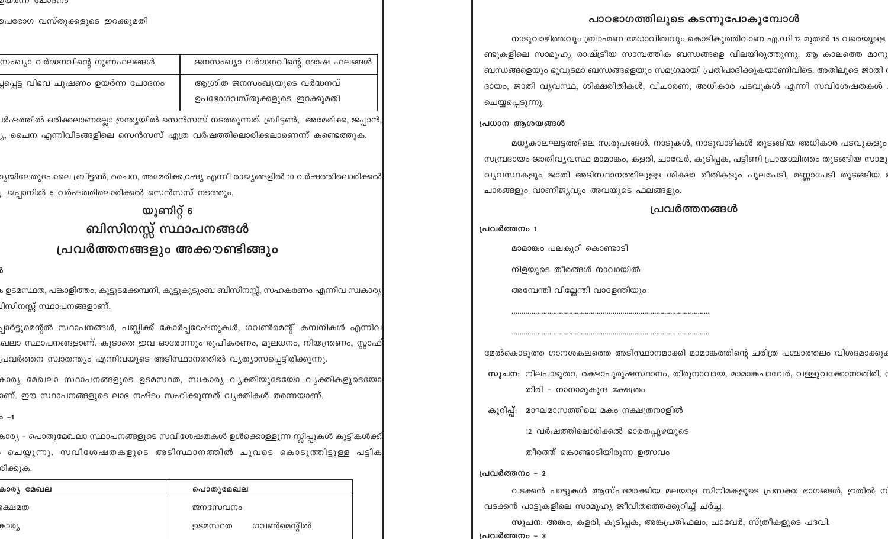ഉയർന്ന ചോദനം

ഉപഭോഗ വസ്തുക്കളുടെ ഇറക്കുമതി

| സംഖ്യാ വർദ്ധനവിന്റെ ഗുണഫലങ്ങൾ | ജനസംഖ്യാ വർദ്ധനവിന്റെ ദോഷ ഫലങ്ങൾ |
|---|---|
| പ്പെട്ട വിഭവ ചൂഷണം ഉയർന്ന ചോദനം | ആശ്രിത ജനസംഖ്യയുടെ വർദ്ധനവ് ഉപഭോഗവസ്തുക്കളുടെ ഇറക്കുമതി |

വർഷത്തിൽ ഒരിക്കലാണല്ലോ ഇന്ത്യയിൽ സെൻസസ് നടത്തുന്നത്. ബ്രിട്ടൺ, അമേരിക്ക, ജപ്പാൻ, ്യ, ചൈന എന്നിവിടങ്ങളിലെ സെൻസസ് എത്ര വർഷത്തിലൊരിക്കലാണെന്ന് കണ്ടെത്തുക.

്യയിലേതുപോലെ ബ്രിട്ടൺ, ചൈന, അമേരിക്ക,റഷ്യ എന്നീ രാജ്യങ്ങളിൽ 10 വർഷത്തിലൊരിക്കൽ . ജപ്പാനിൽ 5 വർഷത്തിലൊരിക്കൽ സെൻസസ് നടത്തും.

## യൂണിറ്റ് 6
## ബിസിനസ്സ് സ്ഥാപനങ്ങൾ
## പ്രവർത്തനങ്ങളും അക്കൗണ്ടിങ്ങും

ൾ

ഉടമസ്ഥത, പങ്കാളിത്തം, കൂട്ടുടമക്കമ്പനി, കൂട്ടുകുടുംബ ബിസിനസ്സ്, സഹകരണം എന്നിവ സ്വകാര്യ ബിസിനസ്സ് സ്ഥാപനങ്ങളാണ്.

പ്പാർട്ടുമെന്റൽ സ്ഥാപനങ്ങൾ, പബ്ലിക്ക് കോർപ്പറേഷനുകൾ, ഗവൺമെന്റ് കമ്പനികൾ എന്നിവ ഖലാ സ്ഥാപനങ്ങളാണ്. കൂടാതെ ഇവ ഓരോന്നും രൂപീകരണം, മൂലധനം, നിയന്ത്രണം, സ്റ്റാഫ് പ്രവർത്തന സ്വാതന്ത്ര്യം എന്നിവയുടെ അടിസ്ഥാനത്തിൽ വ്യത്യാസപ്പെട്ടിരിക്കുന്നു.

കാര്യ മേഖലാ സ്ഥാപനങ്ങളുടെ ഉടമസ്ഥത, സ്വകാര്യ വ്യക്തിയുടേയോ വ്യക്തികളുടെയോ ാണ്. ഈ സ്ഥാപനങ്ങളുടെ ലാഭ നഷ്ടം സഹിക്കുന്നത് വ്യക്തികൾ തന്നെയാണ്.

ം –1

കാര്യ – പൊതുമേഖലാ സ്ഥാപനങ്ങളുടെ സവിശേഷതകൾ ഉൾക്കൊള്ളുന്ന സ്ലിപ്പുകൾ കുട്ടികൾക്ക് ചെയ്യുന്നു. സവിശേഷതകളുടെ അടിസ്ഥാനത്തിൽ ചുവടെ കൊടുത്തിട്ടുള്ള പട്ടിക രിക്കുക.

| കാര്യ മേഖല | പൊതുമേഖല |
|---|---|
| ക്ഷേമത | ജനസേവനം |
| കാര്യ | ഉടമസ്ഥത ഗവൺമെന്റിൽ |

## പാഠഭാഗത്തിലൂടെ കടന്നുപോകുമ്പോൾ

നാടുവാഴിത്തവും ബ്രാഹ്മണ മേധാവിത്വവും കൊടികുത്തിവാണ എ.ഡി.12 മുതൽ 15 വരെയുള്ള ണ്ടുകളിലെ സാമൂഹ്യ രാഷ്ട്രീയ സാമ്പത്തിക ബന്ധങ്ങളെ വിലയിരുത്തുന്നു. ആ കാലത്തെ മാനു ബന്ധങ്ങളെയും ഭൂവുടമാ ബന്ധങ്ങളെയും സമഗ്രമായി പ്രതിപാദിക്കുകയാണിവിടെ. അതിലൂടെ ജാതി ദായം, ജാതി വ്യവസ്ഥ, ശിക്ഷാരീതികൾ, വിചാരണ, അധികാര പടവുകൾ എന്നീ സവിശേഷതകൾ ചെയ്യപ്പെടുന്നു.

**പ്രധാന ആശയങ്ങൾ**

മധ്യകാലഘട്ടത്തിലെ സ്വരൂപങ്ങൾ, നാടുകൾ, നാടുവാഴികൾ തുടങ്ങിയ അധികാര പടവുകളും സമ്പ്രദായം ജാതിവ്യവസ്ഥ മാമാങ്കം, കളരി, ചാവേർ, കുടിപ്പക, പട്ടിണി പ്രായശ്ചിത്തം തുടങ്ങിയ സാമൂ വ്യവസ്ഥകളും ജാതി അടിസ്ഥാനത്തിലുള്ള ശിക്ഷാ രീതികളും പുലപേടി, മണ്ണാപേടി തുടങ്ങിയ ചാരങ്ങളും വാണിജ്യവും അവയുടെ ഫലങ്ങളും.

## പ്രവർത്തനങ്ങൾ

**പ്രവർത്തനം 1**

മാമാങ്കം പലകുറി കൊണ്ടാടി

നിളയുടെ തീരങ്ങൾ നാവായിൽ

അമ്പേന്തി വില്ലേന്തി വാളേന്തിയും

..................................................................................................

..................................................................................................

മേൽകൊടുത്ത ഗാനശകലത്തെ അടിസ്ഥാനമാക്കി മാമാങ്കത്തിന്റെ ചരിത്ര പശ്ചാത്തലം വിശദമാക്കു

**സൂചന:** നിലപാടുതറ, രക്ഷാപുരുഷസ്ഥാനം, തിരുനാവായ, മാമാങ്കചാവേർ, വള്ളുവക്കോനാതിരി, തിരി – നാനാമുകുന്ദ ക്ഷേത്രം

**കുറിപ്പ്:** മാഘമാസത്തിലെ മകം നക്ഷത്രനാളിൽ
12 വർഷത്തിലൊരിക്കൽ ഭാരതപ്പുഴയുടെ
തീരത്ത് കൊണ്ടാടിയിരുന്ന ഉത്സവം

**പ്രവർത്തനം – 2**

വടക്കൻ പാട്ടുകൾ ആസ്പദമാക്കിയ മലയാള സിനിമകളുടെ പ്രസക്ത ഭാഗങ്ങൾ, ഇതിൽ നി വടക്കൻ പാട്ടുകളിലെ സാമൂഹ്യ ജീവിതത്തെക്കുറിച്ച് ചർച്ച.

**സൂചന:** അങ്കം, കളരി, കുടിപ്പക, അങ്കപ്രതിഫലം, ചാവേർ, സ്ത്രീകളുടെ പദവി.

**പ്രവർത്തനം – 3**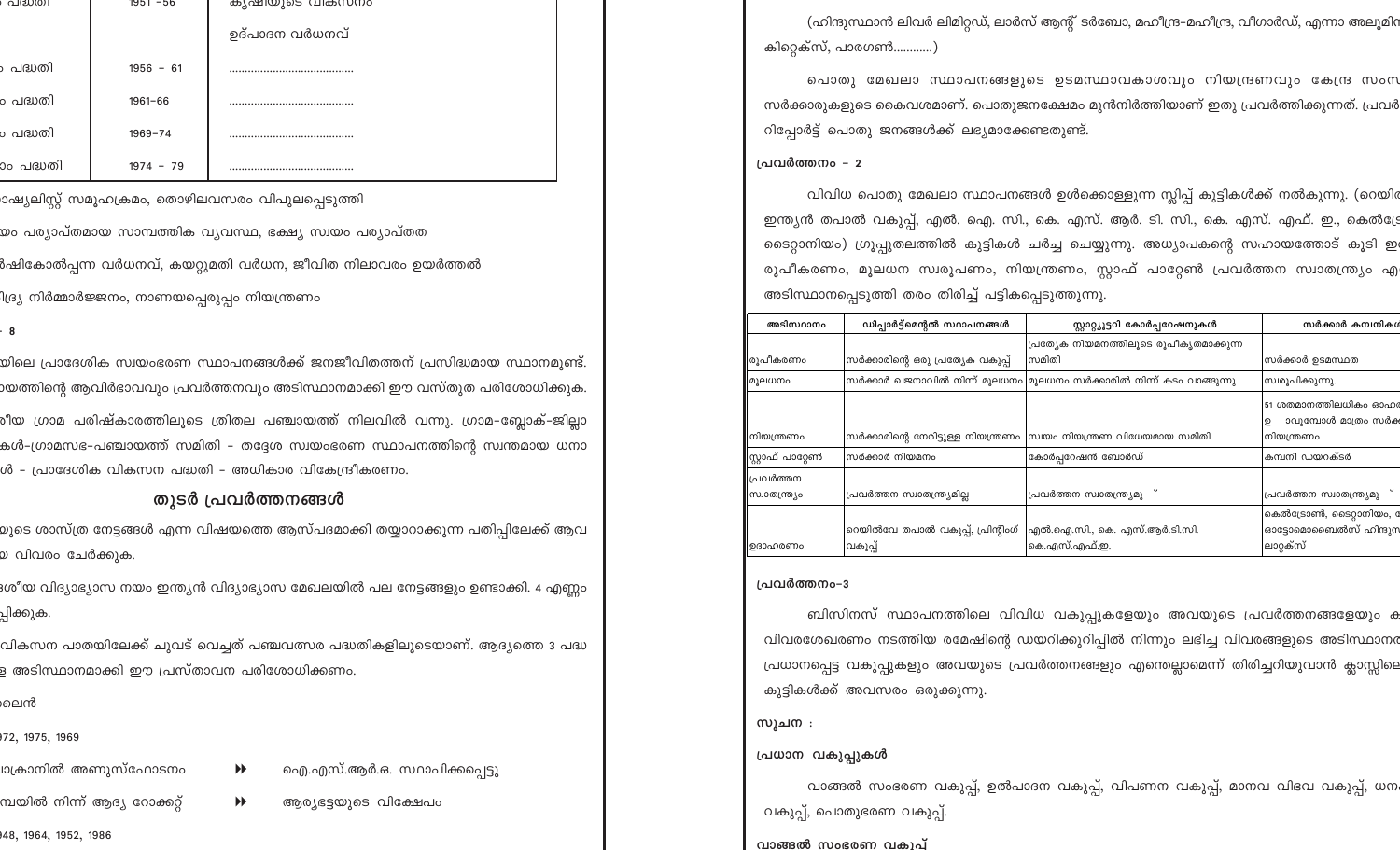| ം പദ്ധതി | 1951 –56 | കൃഷിയുടെ വികസനം |
| --- | --- | --- |
| | | ഉദ്പാദന വർധനവ് |
| ം പദ്ധതി | 1956 – 61 | ....................................... |
| ം പദ്ധതി | 1961–66 | ....................................... |
| ം പദ്ധതി | 1969–74 | ....................................... |
| ാം പദ്ധതി | 1974 – 79 | ....................................... |

ാഷ്യലിസ്റ്റ് സമൂഹക്രമം, തൊഴിലവസരം വിപുലപ്പെടുത്തി

യം പര്യാപ്തമായ സാമ്പത്തിക വ്യവസ്ഥ, ഭക്ഷ്യ സ്വയം പര്യാപ്തത

ർഷികോൽപ്പന്ന വർധനവ്, കയറ്റുമതി വർധന, ജീവിത നിലാവരം ഉയർത്തൽ

ിദ്ര്യ നിർമ്മാർജ്ജനം, നാണയപ്പെരുപ്പം നിയന്ത്രണം

– 8

യിലെ പ്രാദേശിക സ്വയംഭരണ സ്ഥാപനങ്ങൾക്ക് ജനജീവിതത്തന് പ്രസിദ്ധമായ സ്ഥാനമുണ്ട്. ായത്തിന്റെ ആവിർഭാവവും പ്രവർത്തനവും അടിസ്ഥാനമാക്കി ഈ വസ്തുത പരിശോധിക്കുക.

ീയ ഗ്രാമ പരിഷ്കാരത്തിലൂടെ ത്രിതല പഞ്ചായത്ത് നിലവിൽ വന്നു. ഗ്രാമ-ബ്ലോക്-ജില്ലാ കൾ-ഗ്രാമസഭ-പഞ്ചായത്ത് സമിതി – തദ്ദേശ സ്വയംഭരണ സ്ഥാപനത്തിന്റെ സ്വന്തമായ ധനാ ൾ – പ്രാദേശിക വികസന പദ്ധതി – അധികാര വികേന്ദ്രീകരണം.

## തുടർ പ്രവർത്തനങ്ങൾ

യുടെ ശാസ്ത്ര നേട്ടങ്ങൾ എന്ന വിഷയത്തെ ആസ്പദമാക്കി തയ്യാറാക്കുന്ന പതിപ്പിലേക്ക് ആവ ്യ വിവരം ചേർക്കുക.

ദശീയ വിദ്യാഭ്യാസ നയം ഇന്ത്യൻ വിദ്യാഭ്യാസ മേഖലയിൽ പല നേട്ടങ്ങളും ഉണ്ടാക്കി. 4 എണ്ണം ിപ്പിക്കുക.

വികസന പാതയിലേക്ക് ചുവട് വെച്ചത് പഞ്ചവത്സര പദ്ധതികളിലൂടെയാണ്. ആദ്യത്തെ 3 പദ്ധ ള അടിസ്ഥാനമാക്കി ഈ പ്രസ്താവന പരിശോധിക്കണം.

ലൈൻ

972, 1975, 1969

ഖ്രാനിൽ അണുസ്ഫോടനം ⏩ ഐ.എസ്.ആർ.ഒ. സ്ഥാപിക്കപ്പെട്ടു

മ്പയിൽ നിന്ന് ആദ്യ റോക്കറ്റ് ⏩ ആര്യഭട്ടയുടെ വിക്ഷേപം

948, 1964, 1952, 1986

(ഹിന്ദുസ്ഥാൻ ലിവർ ലിമിറ്റഡ്, ലാർസ് ആന്റ് ടർബോ, മഹീന്ദ്ര-മഹീന്ദ്ര, വീഗാർഡ്, എന്നാ അലൂമി കിറ്റെക്സ്, പാരഗൺ...........)

പൊതു മേഖലാ സ്ഥാപനങ്ങളുടെ ഉടമസ്ഥാവകാശവും നിയന്ത്രണവും കേന്ദ്ര സംസ സർക്കാരുകളുടെ കൈവശമാണ്. പൊതുജനക്ഷേമം മുൻനിർത്തിയാണ് ഇതു പ്രവർത്തിക്കുന്നത്. പ്രവർ റിപ്പോർട്ട് പൊതു ജനങ്ങൾക്ക് ലഭ്യമാക്കേണ്ടതുണ്ട്.

**പ്രവർത്തനം – 2**

വിവിധ പൊതു മേഖലാ സ്ഥാപനങ്ങൾ ഉൾക്കൊള്ളുന്ന സ്ലിപ്പ് കുട്ടികൾക്ക് നൽകുന്നു. (റെയി ഇന്ത്യൻ തപാൽ വകുപ്പ്, എൽ. ഐ. സി., കെ. എസ്. ആർ. ടി. സി., കെ. എസ്. എഫ്. ഇ., കെൽട്ര ടൈറ്റാനിയം) ഗ്രൂപ്പുതലത്തിൽ കുട്ടികൾ ചർച്ച ചെയ്യുന്നു. അധ്യാപകന്റെ സഹായത്തോട് കൂടി ഇ രൂപീകരണം, മൂലധന സ്വരൂപണം, നിയന്ത്രണം, സ്റ്റാഫ് പാറ്റേൺ പ്രവർത്തന സ്വാതന്ത്ര്യം എ അടിസ്ഥാനപ്പെടുത്തി തരം തിരിച്ച് പട്ടികപ്പെടുത്തുന്നു.

| അടിസ്ഥാനം | ഡിപ്പാർട്ട്മെന്റൽ സ്ഥാപനങ്ങൾ | സ്റ്റാറ്റ്യൂട്ടറി കോർപ്പറേഷനുകൾ | സർക്കാർ കമ്പനികൾ |
| --- | --- | --- | --- |
| രൂപീകരണം | സർക്കാരിന്റെ ഒരു പ്രത്യേക വകുപ്പ് | പ്രത്യേക നിയമനത്തിലൂടെ രൂപീകൃതമാക്കുന്ന സമിതി | സർക്കാർ ഉടമസ്ഥത |
| മൂലധനം | സർക്കാർ ഖജനാവിൽ നിന്ന് മൂലധനം | മൂലധനം സർക്കാരിൽ നിന്ന് കടം വാങ്ങുന്നു | സ്വരൂപിക്കുന്നു. |
| നിയന്ത്രണം | സർക്കാരിന്റെ നേരിട്ടുള്ള നിയന്ത്രണം | സ്വയം നിയന്ത്രണ വിധേയമായ സമിതി | 51 ശതമാനത്തിലധികം ഓഹ ഉ ാവുമ്പോൾ മാത്രം സർക്ക നിയന്ത്രണം |
| സ്റ്റാഫ് പാറ്റേൺ | സർക്കാർ നിയമനം | കോർപ്പറേഷൻ ബോർഡ് | കമ്പനി ഡയറക്ടർ |
| പ്രവർത്തന സ്വാതന്ത്ര്യം | പ്രവർത്തന സ്വാതന്ത്ര്യമില്ല | പ്രവർത്തന സ്വാതന്ത്ര്യമു | പ്രവർത്തന സ്വാതന്ത്ര്യമു |
| ഉദാഹരണം | റെയിൽവേ തപാൽ വകുപ്പ്, പ്രിന്റിംഗ് വകുപ്പ് | എൽ.ഐ.സി., കെ. എസ്.ആർ.ടി.സി. കെ.എസ്.എഫ്.ഇ. | കെൽട്രോൺ, ടൈറ്റാനിയം, ഓട്ടോമൊബൈൽസ് ഹിന്ദു ലാറ്റക്സ് |

**പ്രവർത്തനം–3**

ബിസിനസ് സ്ഥാപനത്തിലെ വിവിധ വകുപ്പുകളേയും അവയുടെ പ്രവർത്തനങ്ങളേയും ക വിവരശേഖരണം നടത്തിയ രമേഷിന്റെ ഡയറിക്കുറിപ്പിൽ നിന്നും ലഭിച്ച വിവരങ്ങളുടെ അടിസ്ഥാന പ്രധാനപ്പെട്ട വകുപ്പുകളും അവയുടെ പ്രവർത്തനങ്ങളും എന്തെല്ലാമെന്ന് തിരിച്ചറിയുവാൻ ക്ലാസ്സിലെ കുട്ടികൾക്ക് അവസരം ഒരുക്കുന്നു.

**സൂചന :**

**പ്രധാന വകുപ്പുകൾ**

വാങ്ങൽ സംഭരണ വകുപ്പ്, ഉൽപാദന വകുപ്പ്, വിപണന വകുപ്പ്, മാനവ വിഭവ വകുപ്പ്, ധന വകുപ്പ്, പൊതുഭരണ വകുപ്പ്.

**വാങ്ങൽ സംഭരണ വകുപ്പ്**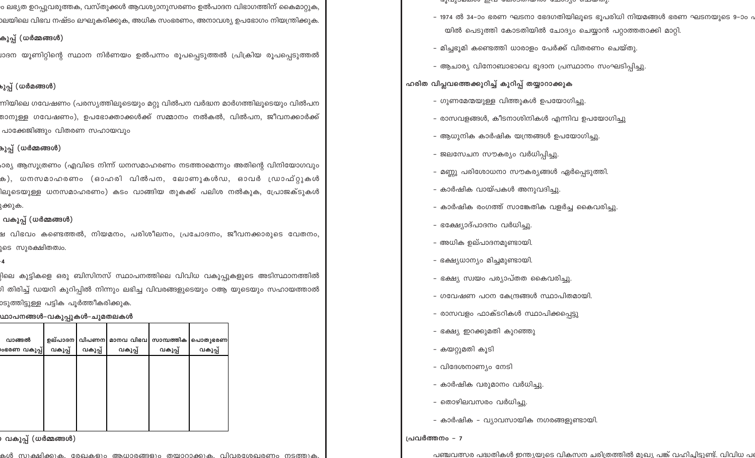ം ലഭ്യത ഉറപ്പുവരുത്തക, വസ്തുക്കൾ ആവശ്യാനുസരണം ഉൽപാദന വിഭാഗത്തിന് കൈമാറ്റുക, ാലയിലെ വിഭവ നഷ്ടം ലഘൂകരിക്കുക, അധിക സംഭരണം, അനാവശ്യ ഉപഭോഗം നിയന്ത്രിക്കുക.

**കുപ്പ് (ധർമ്മങ്ങൾ)**

ാദന യൂണിറ്റിന്റെ സ്ഥാന നിർണയം ഉൽപന്നം രൂപപ്പെടുത്തൽ പ്രിക്രിയ രൂപപ്പെടുത്തൽ

**കുപ്പ് (ധർമ്മങ്ങൾ)**

ന്നിയിലെ ഗവേഷണം (പരസ്യത്തിലൂടെയും മറ്റു വിൽപന വർദ്ധന മാർഗത്തിലൂടെയും വിൽപന താനുള്ള ഗവേഷണം), ഉപഭോക്താക്കൾക്ക് സമ്മാനം നൽകൽ, വിൽപന, ജീവനക്കാർക്ക് പാക്കേജിങ്ങും വിതരണ സഹായവും

**കുപ്പ് (ധർമ്മങ്ങൾ)**

ാര്യ ആസൂത്രണം (എവിടെ നിന്ന് ധനസമാഹരണം നടത്താമെന്നും അതിന്റെ വിനിയോഗവും ക), ധനസമാഹരണം (ഓഹരി വിൽപന, ലോണുകൾഡ, ഓവർ ഡ്രാഫ്റ്റുകൾ ിലൂടെയുള്ള ധനസമാഹരണം) കടം വാങ്ങിയ തുകക്ക് പലിശ നൽകുക, പ്രോജക്ടുകൾ ുക്കുക.

**വകുപ്പ് (ധർമ്മങ്ങൾ)**

ഷ വിഭവം കണ്ടെത്തൽ, നിയമനം, പരിശീലനം, പ്രചോദനം, ജീവനക്കാരുടെ വേതനം, ുടെ സുരക്ഷിതത്വം.

-4

ിലെ കുട്ടികളെ ഒരു ബിസിനസ് സ്ഥാപനത്തിലെ വിവിധ വകുപ്പുകളുടെ അടിസ്ഥാനത്തിൽ ി തിരിച്ച് ഡയറി കുറിപ്പിൽ നിന്നും ലഭിച്ച വിവരങ്ങളുടെയും ഠആ യുടെയും സഹായത്താൽ ാടുത്തിട്ടുള്ള പട്ടിക പൂർത്തീകരിക്കുക.

**ഥാപനങ്ങൾ-വകുപ്പുകൾ-ചുമതലകൾ**

| വാങ്ങൽ ംഭരണ വകുപ്പ് | ഉല്പാദന വകുപ്പ് | വിപണന വകുപ്പ് | മാനവ വിഭവ വകുപ്പ് | സാമ്പത്തിക വകുപ്പ് | പൊതുഭരണ വകുപ്പ് |
|---|---|---|---|---|---|
| | | | | | |

**വകുപ്പ് (ധർമ്മങ്ങൾ)**

ുകൾ സൂക്ഷിക്കുക, രേഖകളും ആധാരങ്ങളും തയ്യാറാക്കുക, വിവരശേഖരണം നടത്തുക,

- 1974 ൽ 34-ാം ഭരണ ഘടനാ ഭേദഗതിയിലൂടെ ഭൂപരിധി നിയമങ്ങൾ ഭരണ ഘടനയുടെ 9-ാം പ യിൽ പെടുത്തി കോടതിയിൽ ചോദ്യം ചെയ്യാൻ പറ്റാത്തതാക്കി മാറ്റി.
- മിച്ചഭൂമി കണ്ടെത്തി ധാരാളം പേർക്ക് വിതരണം ചെയ്തു.
- ആചാര്യ വിനോബാഭാവെ ഭൂദാന പ്രസ്ഥാനം സംഘടിപ്പിച്ചു.

**ഹരിത വിപ്ലവത്തെക്കുറിച്ച് കുറിപ്പ് തയ്യാറാക്കുക**

- ഗുണമേന്മയുള്ള വിത്തുകൾ ഉപയോഗിച്ചു.
- രാസവളങ്ങൾ, കീടനാശിനികൾ എന്നിവ ഉപയോഗിച്ചു
- ആധുനിക കാർഷിക യന്ത്രങ്ങൾ ഉപയോഗിച്ചു.
- ജലസേചന സൗകര്യം വർധിപ്പിച്ചു.
- മണ്ണു പരിശോധനാ സൗകര്യങ്ങൾ ഏർപ്പെടുത്തി.
- കാർഷിക വായ്പകൾ അനുവദിച്ചു.
- കാർഷിക രംഗത്ത് സാങ്കേതിക വളർച്ച കൈവരിച്ചു.
- ഭക്ഷ്യോദ്പാദനം വർധിച്ചു.
- അധിക ഉല്പാദനമുണ്ടായി.
- ഭക്ഷ്യധാന്യം മിച്ചമുണ്ടായി.
- ഭക്ഷ്യ സ്വയം പര്യാപ്തത കൈവരിച്ചു.
- ഗവേഷണ പഠന കേന്ദ്രങ്ങൾ സ്ഥാപിതമായി.
- രാസവളം ഫാക്ടറികൾ സ്ഥാപിക്കപ്പെട്ടു
- ഭക്ഷ്യ ഇറക്കുമതി കുറഞ്ഞു
- കയറ്റുമതി കൂടി
- വിദേശനാണ്യം നേടി
- കാർഷിക വരുമാനം വർധിച്ചു.
- തൊഴിലവസരം വർധിച്ചു.
- കാർഷിക - വ്യാവസായിക നഗരങ്ങളുണ്ടായി.

**പ്രവർത്തനം - 7**

പഞ്ചവത്സര പദ്ധതികൾ ഇന്ത്യയുടെ വികസന ചരിത്രത്തിൽ മുഖ്യ പങ്ക് വഹിച്ചിട്ടുണ്ട്. വിവിധ പ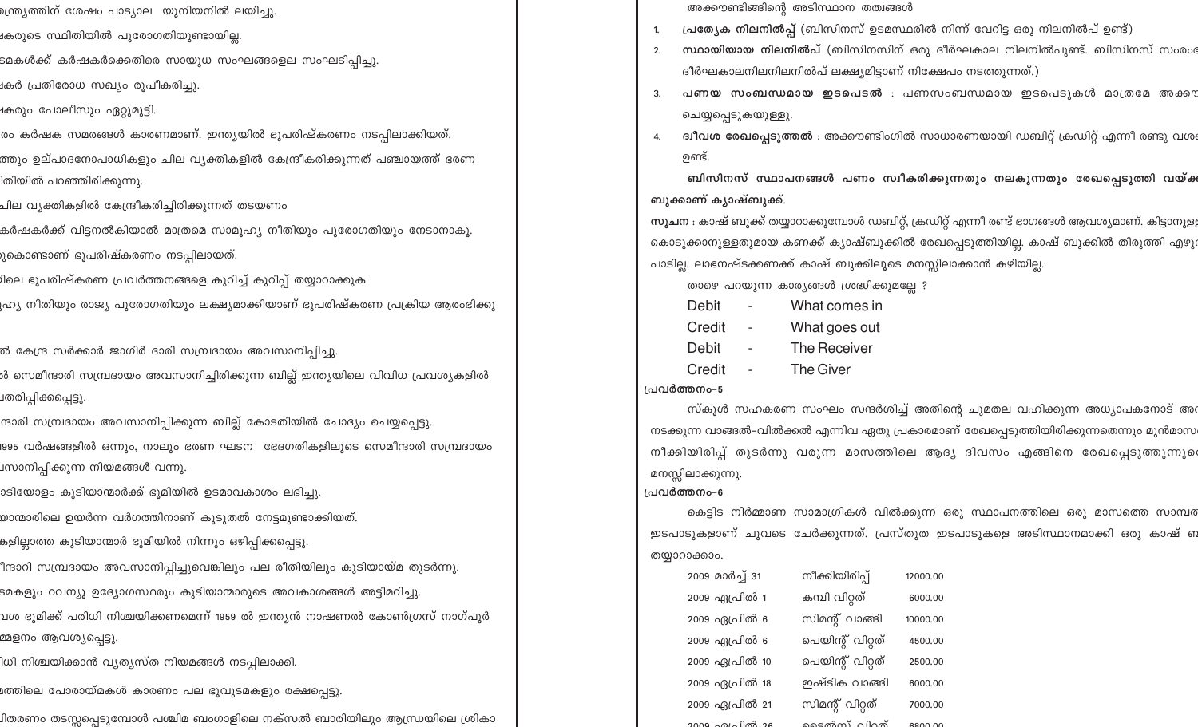ന്ത്ര്യത്തിന് ശേഷം പാട്യാല യൂനിയനിൽ ലയിച്ചു.

ഷകരുടെ സ്ഥിതിയിൽ പുരോഗതിയുണ്ടായില്ല.

ടമകൾക്ക് കർഷകർക്കെതിരെ സായുധ സംഘങ്ങളെല സംഘടിപ്പിച്ചു.

ഷകർ പ്രതിരോധ സഖ്യം രൂപീകരിച്ചു.

ഷകരും പോലീസും ഏറ്റുമുട്ടി.

രം കർഷക സമരങ്ങൾ കാരണമാണ്. ഇന്ത്യയിൽ ഭൂപരിഷ്കരണം നടപ്പിലാക്കിയത്.

ത്തും ഉല്പാദനോപാധികളും ചില വ്യക്തികളിൽ കേന്ദ്രീകരിക്കുന്നത് പഞ്ചായത്ത് ഭരണ

ിതിയിൽ പറഞ്ഞിരിക്കുന്നു.

ചില വ്യക്തികളിൽ കേന്ദ്രീകരിച്ചിരിക്കുന്നത് തടയണം

കർഷകർക്ക് വിട്ടുനൽകിയാൽ മാത്രമെ സാമൂഹ്യ നീതിയും പുരോഗതിയും നേടാനാകൂ.

ുകൊണ്ടാണ് ഭൂപരിഷ്കരണം നടപ്പിലായത്.

ിലെ ഭൂപരിഷ്കരണ പ്രവർത്തനങ്ങളെ കുറിച്ച് കുറിപ്പ് തയ്യാറാക്കുക

ഹ്യ നീതിയും രാജ്യ പുരോഗതിയും ലക്ഷ്യമാക്കിയാണ് ഭൂപരിഷ്കരണ പ്രക്രിയ ആരംഭിക്കു

ൽ കേന്ദ്ര സർക്കാർ ജാഗിർ ദാരി സമ്പ്രദായം അവസാനിപ്പിച്ചു.

ൽ സെമീന്ദാരി സമ്പ്രദായം അവസാനിച്ചിരിക്കുന്ന ബില്ല് ഇന്ത്യയിലെ വിവിധ പ്രവശ്യകളിൽ

തരിപ്പിക്കപ്പെട്ടു.

ന്ദാരി സമ്പ്രദായം അവസാനിപ്പിക്കുന്ന ബില്ല് കോടതിയിൽ ചോദ്യം ചെയ്യപ്പെട്ടു.

995 വർഷങ്ങളിൽ ഒന്നും, നാലും ഭരണ ഘടന ഭേദഗതികളിലൂടെ സെമീന്ദാരി സമ്പ്രദായം

വസാനിപ്പിക്കുന്ന നിയമങ്ങൾ വന്നു.

ാടിയോളം കുടിയാന്മാർക്ക് ഭൂമിയിൽ ഉടമാവകാശം ലഭിച്ചു.

യാന്മാരിലെ ഉയർന്ന വർഗത്തിനാണ് കൂടുതൽ നേട്ടമുണ്ടാക്കിയത്.

കളില്ലാത്ത കുടിയാന്മാർ ഭൂമിയിൽ നിന്നും ഒഴിപ്പിക്കപ്പെട്ടു.

ീന്ദാരി സമ്പ്രദായം അവസാനിപ്പിച്ചുവെങ്കിലും പല രീതിയിലും കുടിയായ്മ തുടർന്നു.

ടമകളും റവന്യൂ ഉദ്യോഗസ്ഥരും കുടിയാന്മാരുടെ അവകാശങ്ങൾ അട്ടിമറിച്ചു.

വശ ഭൂമിക്ക് പരിധി നിശ്ചയിക്കണമെന്ന് 1959 ൽ ഇന്ത്യൻ നാഷണൽ കോൺഗ്രസ് നാഗ്പൂർ

മ്മേളനം ആവശ്യപ്പെട്ടു.

ിധി നിശ്ചയിക്കാൻ വ്യത്യസ്ത നിയമങ്ങൾ നടപ്പിലാക്കി.

ത്തിലെ പോരായ്മകൾ കാരണം പല ഭൂവുടമകളും രക്ഷപ്പെട്ടു.

ിതരണം തടസ്സപ്പെടുമ്പോൾ പശ്ചിമ ബംഗാളിലെ നക്സൽ ബാരിയിലും ആന്ധ്രയിലെ ശ്രീകാ

അക്കൗണ്ടിങ്ങിന്റെ അടിസ്ഥാന തത്വങ്ങൾ

1. **പ്രത്യേക നിലനിൽപ്പ്** (ബിസിനസ് ഉടമസ്ഥരിൽ നിന്ന് വേറിട്ട ഒരു നിലനിൽപ് ഉണ്ട്)
2. **സ്ഥായിയായ നിലനിൽപ്** (ബിസിനസിന് ഒരു ദീർഘകാല നിലനിൽപുണ്ട്. ബിസിനസ് സംരംഭ ദീർഘകാലനിലനിലനിൽപ് ലക്ഷ്യമിട്ടാണ് നിക്ഷേപം നടത്തുന്നത്.)
3. **പണയ സംബന്ധമായ ഇടപെടൽ** : പണസംബന്ധമായ ഇടപെടുകൾ മാത്രമേ അക്കൗ ചെയ്യപ്പെടുകയുള്ളു.
4. **ദ്വിവശ രേഖപ്പെടുത്തൽ** : അക്കൗണ്ടിംഗിൽ സാധാരണയായി ഡബിറ്റ് ക്രഡിറ്റ് എന്നീ രണ്ടു വശ ഉണ്ട്.

**ബിസിനസ് സ്ഥാപനങ്ങൾ പണം സ്വീകരിക്കുന്നതും നലകുന്നതും രേഖപ്പെടുത്തി വയ്ക്ക ബുക്കാണ് ക്യാഷ്ബുക്ക്.**

**സൂചന** : കാഷ് ബുക്ക് തയ്യാറാക്കുമ്പോൾ ഡബിറ്റ്, ക്രഡിറ്റ് എന്നീ രണ്ട് ഭാഗങ്ങൾ ആവശ്യമാണ്. കിട്ടാനുള്ള കൊടുക്കാനുള്ളതുമായ കണക്ക് ക്യാഷ്ബുക്കിൽ രേഖപ്പെടുത്തിയില്ല. കാഷ് ബുക്കിൽ തിരുത്തി എഴു പാടില്ല. ലാഭനഷ്ടക്കണക്ക് കാഷ് ബുക്കിലൂടെ മനസ്സിലാക്കാൻ കഴിയില്ല.

താഴെ പറയുന്ന കാര്യങ്ങൾ ശ്രദ്ധിക്കുമല്ലേ ?

| | | |
|---|---|---|
| Debit | - | What comes in |
| Credit | - | What goes out |
| Debit | - | The Receiver |
| Credit | - | The Giver |

**പ്രവർത്തനം-5**

സ്കൂൾ സഹകരണ സംഘം സന്ദർശിച്ച് അതിന്റെ ചുമതല വഹിക്കുന്ന അധ്യാപകനോട് അ നടക്കുന്ന വാങ്ങൽ-വിൽക്കൽ എന്നിവ ഏതു പ്രകാരമാണ് രേഖപ്പെടുത്തിയിരിക്കുന്നതെന്നും മുൻമാസ നീക്കിയിരിപ്പ് തുടർന്നു വരുന്ന മാസത്തിലെ ആദ്യ ദിവസം എങ്ങിനെ രേഖപ്പെടുത്തുന്നു മനസ്സിലാക്കുന്നു.

**പ്രവർത്തനം-6**

കെട്ടിട നിർമ്മാണ സാമാഗ്രികൾ വിൽക്കുന്ന ഒരു സ്ഥാപനത്തിലെ ഒരു മാസത്തെ സാമ്പ ഇടപാടുകളാണ് ചുവടെ ചേർക്കുന്നത്. പ്രസ്തുത ഇടപാടുകളെ അടിസ്ഥാനമാക്കി ഒരു കാഷ് ബ തയ്യാറാക്കാം.

| | | |
|---|---|---|
| 2009 മാർച്ച് 31 | നീക്കിയിരിപ്പ് | 12000.00 |
| 2009 ഏപ്രിൽ 1 | കമ്പി വിറ്റത് | 6000.00 |
| 2009 ഏപ്രിൽ 6 | സിമന്റ് വാങ്ങി | 10000.00 |
| 2009 ഏപ്രിൽ 6 | പെയിന്റ് വിറ്റത് | 4500.00 |
| 2009 ഏപ്രിൽ 10 | പെയിന്റ് വിറ്റത് | 2500.00 |
| 2009 ഏപ്രിൽ 18 | ഇഷ്ടിക വാങ്ങി | 6000.00 |
| 2009 ഏപ്രിൽ 21 | സിമന്റ് വിറ്റത് | 7000.00 |
| 2009 ഏപ്രിൽ 26 | ടൈൽസ് വിറ്റത് | 6800.00 |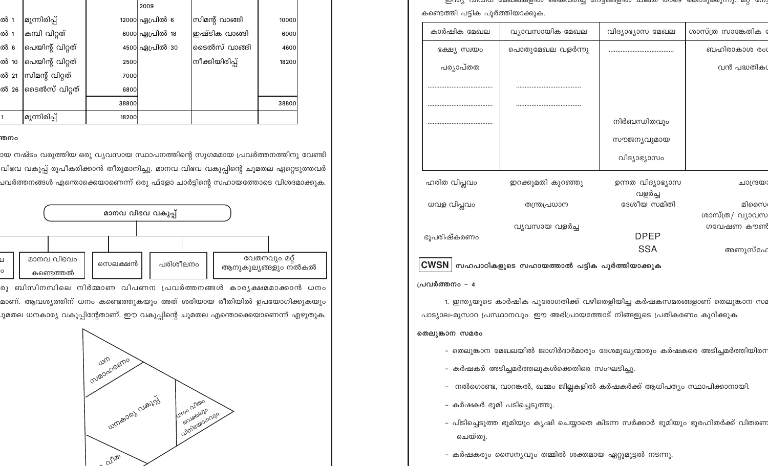| | | | 2009 | | |
|---|---|---|---|---|---|
| ൽ 1 | മുന്നിരിപ്പ് | 12000 | ഏപ്രിൽ 6 | സിമന്റ് വാങ്ങി | 10000 |
| ൽ 1 | കമ്പി വിറ്റത് | 6000 | ഏപ്രിൽ 18 | ഇഷ്ടിക വാങ്ങി | 6000 |
| ൽ 6 | പെയിന്റ് വിറ്റത് | 4500 | ഏപ്രിൽ 30 | ടൈൽസ് വാങ്ങി | 4600 |
| ൽ 10 | പെയിന്റ് വിറ്റത് | 2500 | | നീക്കിയിരിപ്പ് | 18200 |
| ൽ 21 | സിമന്റ് വിറ്റത് | 7000 | | | |
| ൽ 26 | ടൈൽസ് വിറ്റത് | 6800 | | | |
| | | 38800 | | | 38800 |
| 1 | മുന്നിരിപ്പ് | 18200 | | | |

ത്തനം

ായ നഷ്ടം വരുത്തിയ ഒരു വ്യവസായ സ്ഥാപനത്തിന്റെ സുഗമമായ പ്രവർത്തനത്തിനു വേണ്ടി വിഭവ വകുപ്പ് രൂപീകരിക്കാൻ തീരുമാനിച്ചു. മാനവ വിഭവ വകുപ്പിന്റെ ചുമതല ഏറ്റെടുത്തവർ പ്രവർത്തനങ്ങൾ എന്തൊക്കെയാണെന്ന് ഒരു ഫ്ളോ ചാർട്ടിന്റെ സഹായത്തോടെ വിശദമാക്കുക.

മാനവ വിഭവ വകുപ്പ്
- ...
- മാനവ വിഭവം കണ്ടെത്തൽ
- സെലക്ഷൻ
- പരിശീലനം
- വേതനവും മറ്റ് ആനുകൂല്യങ്ങളും നൽകൽ

രു ബിസിനസിലെ നിർമ്മാണ വിപണന പ്രവർത്തനങ്ങൾ കാര്യക്ഷമമാക്കാൻ ധനം മാണ്. ആവശ്യത്തിന് ധനം കണ്ടെത്തുകയും അത് ശരിയായ രീതിയിൽ ഉപയോഗിക്കുകയും ചുമതല ധനകാര്യ വകുപ്പിന്റേതാണ്. ഈ വകുപ്പിന്റെ ചുമതല എന്തൊക്കെയാണെന്ന് എഴുതുക.

ധനകാര്യ വകുപ്പ്
- ധന സമാഹരണം
- ധനം വീതം വെക്കലും വിനിയോഗവും
- ...വീത...

കണ്ടെത്തി പട്ടിക പൂർത്തിയാക്കുക.

| കാർഷിക മേഖല | വ്യാവസായിക മേഖല | വിദ്യാഭ്യാസ മേഖല | ശാസ്ത്ര സാങ്കേതിക ... |
|---|---|---|---|
| ഭക്ഷ്യ സ്വയം പര്യാപ്തത | പൊതുമേഖല വളർന്നു | ................................ | ബഹിരാകാശ രം... |
| ................................ | ................................ | | വൻ പദ്ധതിക... |
| ................................ | ................................ | | |
| ................................ | | നിർബന്ധിതവും സൗജന്യവുമായ വിദ്യാഭ്യാസം | |

| ഹരിത വിപ്ലവം | ഇറക്കുമതി കുറഞ്ഞു | ഉന്നത വിദ്യാഭ്യാസ വളർച്ച | ചാന്ദ്രയാ... |
|---|---|---|---|
| ധവള വിപ്ലവം | തന്ത്രപ്രധാന | ദേശീയ സമിതി | മിസൈ... |
| ഭൂപരിഷ്കരണം | വ്യവസായ വളർച്ച | DPEP | ശാസ്ത്ര/ വ്യാവസ... ഗവേഷണ കൗൺ... |
| | | SSA | അണുസ്ഫോ... |

**CWSN** **സഹപാഠികളുടെ സഹായത്താൽ പട്ടിക പൂർത്തിയാക്കുക**

**പ്രവർത്തനം – 4**

1. ഇന്ത്യയുടെ കാർഷിക പുരോഗതിക്ക് വഴിതെളിയിച്ച കർഷകസമരങ്ങളാണ് തെലുങ്കാന സമ... പാട്യാല-മുസാറ പ്രസ്ഥാനവും. ഈ അഭിപ്രായത്തോട് നിങ്ങളുടെ പ്രതികരണം കുറിക്കുക.

**തെലുങ്കാന സമരം**

- തെലുങ്കാന മേഖലയിൽ ജാഗിർദാർമാരും ദേശമുഖ്യന്മാരും കർഷകരെ അടിച്ചമർത്തിയിരു...
- കർഷകർ അടിച്ചമർത്തലുകൾക്കെതിരെ സംഘടിച്ചു.
- നൽഗൊണ്ട, വാറങ്കൽ, ഖമ്മം ജില്ലകളിൽ കർഷകർക്ക് ആധിപത്യം സ്ഥാപിക്കാനായി.
- കർഷകർ ഭൂമി പിടിച്ചെടുത്തു.
- പിടിച്ചെടുത്ത ഭൂമിയും കൃഷി ചെയ്യാതെ കിടന്ന സർക്കാർ ഭൂമിയും ഭൂരഹിതർക്ക് വിതരണ... ചെയ്തു.
- കർഷകരും സൈന്യവും തമ്മിൽ ശക്തമായ ഏറ്റുമുട്ടൽ നടന്നു.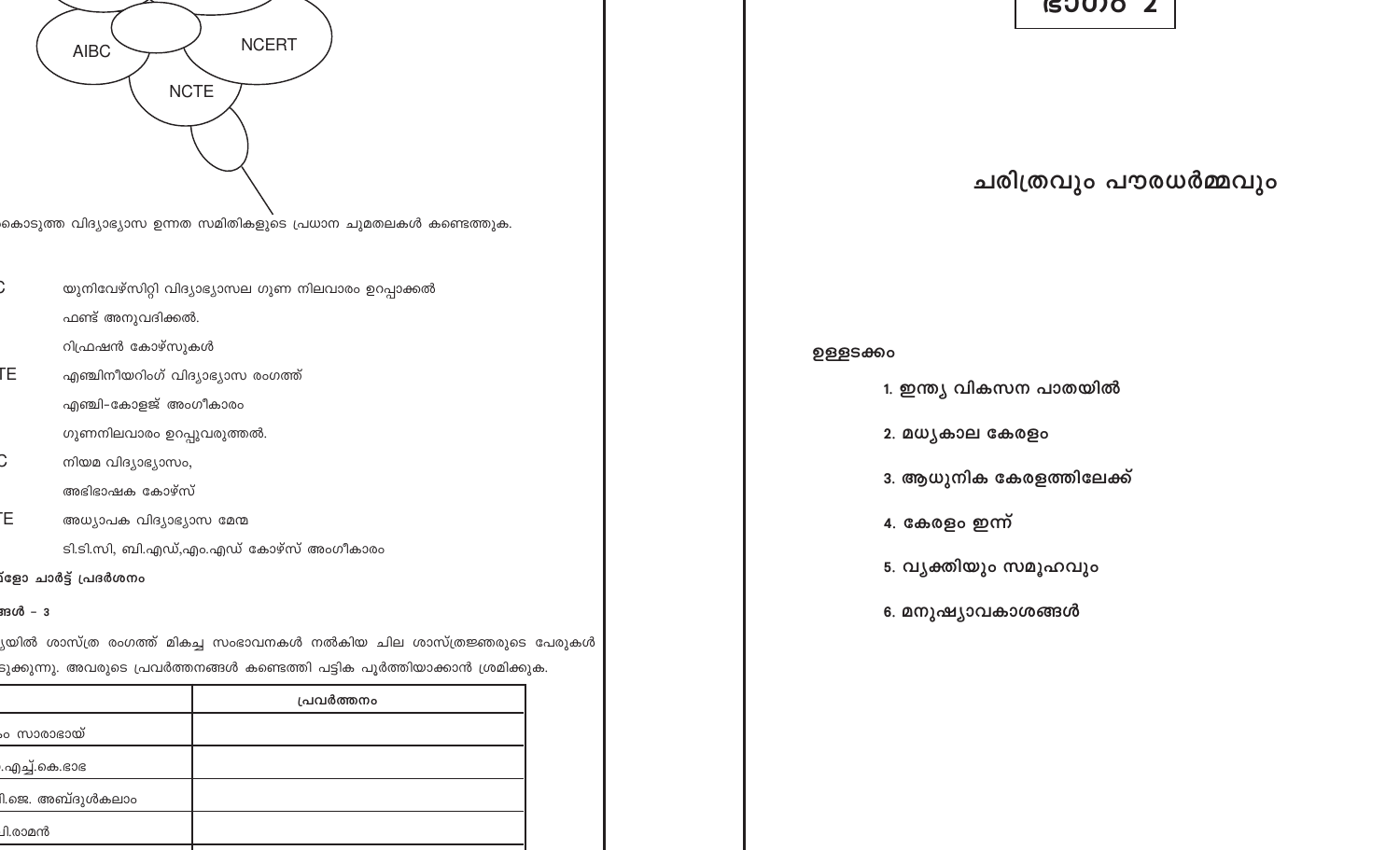AIBC NCERT NCTE

കൊടുത്ത വിദ്യാഭ്യാസ ഉന്നത സമിതികളുടെ പ്രധാന ചുമതലകൾ കണ്ടെത്തുക.

C — യൂനിവേഴ്സിറ്റി വിദ്യാഭ്യാസല ഗുണ നിലവാരം ഉറപ്പാക്കൽ

ഫണ്ട് അനുവദിക്കൽ.

റിഫ്രഷൻ കോഴ്സുകൾ

TE — എഞ്ചിനീയറിംഗ് വിദ്യാഭ്യാസ രംഗത്ത്

എഞ്ചി-കോളജ് അംഗീകാരം

ഗുണനിലവാരം ഉറപ്പുവരുത്തൽ.

C — നിയമ വിദ്യാഭ്യാസം,

അഭിഭാഷക കോഴ്സ്

TE — അധ്യാപക വിദ്യാഭ്യാസ മേന്മ

ടി.ടി.സി, ബി.എഡ്,എം.എഡ് കോഴ്സ് അംഗീകാരം

**ല്ലോ ചാർട്ട് പ്രദർശനം**

**ങ്ങൾ - 3**

ൃയിൽ ശാസ്ത്ര രംഗത്ത് മികച്ച സംഭാവനകൾ നൽകിയ ചില ശാസ്ത്രജ്ഞരുടെ പേരുകൾ ടുക്കുന്നു. അവരുടെ പ്രവർത്തനങ്ങൾ കണ്ടെത്തി പട്ടിക പൂർത്തിയാക്കാൻ ശ്രമിക്കുക.

| | പ്രവർത്തനം |
|---|---|
| ം സാരാഭായ് | |
| .എച്ച്.കെ.ഭാഭ | |
| ി.ജെ. അബ്ദുൾകലാം | |
| ി.രാമൻ | |

# ഭാഗം 2

## ചരിത്രവും പൗരധർമ്മവും

**ഉള്ളടക്കം**

1. **ഇന്ത്യ വികസന പാതയിൽ**
2. **മധ്യകാല കേരളം**
3. **ആധുനിക കേരളത്തിലേക്ക്**
4. **കേരളം ഇന്ന്**
5. **വ്യക്തിയും സമൂഹവും**
6. **മനുഷ്യാവകാശങ്ങൾ**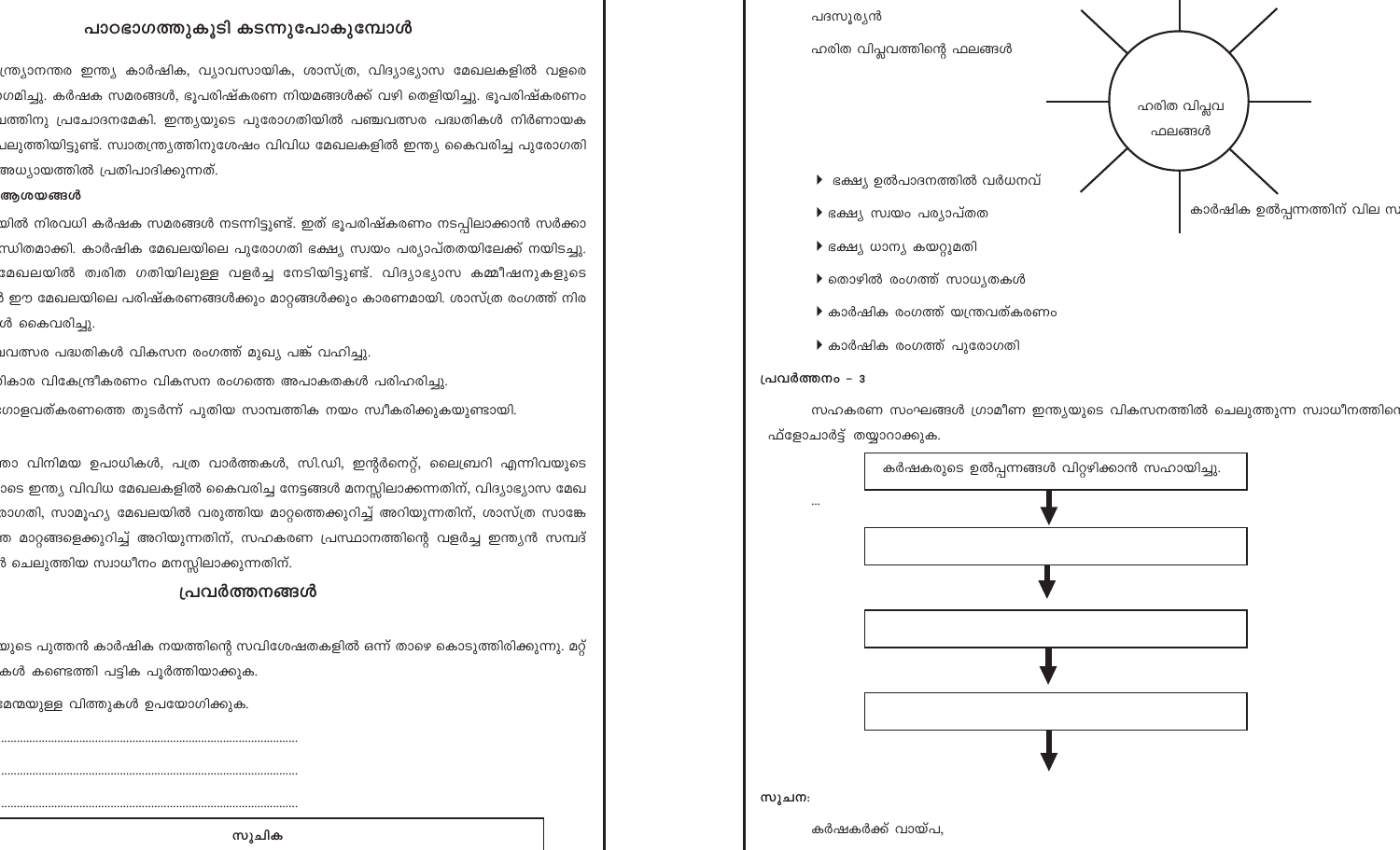## പാഠഭാഗത്തുകൂടി കടന്നുപോകുമ്പോൾ

ന്ത്ര്യാനന്തര ഇന്ത്യ കാർഷിക, വ്യാവസായിക, ശാസ്ത്ര, വിദ്യാഭ്യാസ മേഖലകളിൽ വളരെ ഗമിച്ചു. കർഷക സമരങ്ങൾ, ഭൂപരിഷ്കരണ നിയമങ്ങൾക്ക് വഴി തെളിയിച്ചു. ഭൂപരിഷ്കരണം ലത്തിനു പ്രചോദനമേകി. ഇന്ത്യയുടെ പുരോഗതിയിൽ പഞ്ചവത്സര പദ്ധതികൾ നിർണായക ലങ്ങത്തിയിട്ടുണ്ട്. സ്വാതന്ത്ര്യത്തിനുശേഷം വിവിധ മേഖലകളിൽ ഇന്ത്യ കൈവരിച്ച പുരോഗതി അധ്യായത്തിൽ പ്രതിപാദിക്കുന്നത്.

**ആശയങ്ങൾ**

യിൽ നിരവധി കർഷക സമരങ്ങൾ നടന്നിട്ടുണ്ട്. ഇത് ഭൂപരിഷ്കരണം നടപ്പിലാക്കാൻ സർക്കാ ന്ധിതമാക്കി. കാർഷിക മേഖലയിലെ പുരോഗതി ഭക്ഷ്യ സ്വയം പര്യാപ്തതയിലേക്ക് നയിടച്ചു. മേഖലയിൽ ത്വരിത ഗതിയിലുള്ള വളർച്ച നേടിയിട്ടുണ്ട്. വിദ്യാഭ്യാസ കമ്മീഷനുകളുടെ ട് ഈ മേഖലയിലെ പരിഷ്കരണങ്ങൾക്കും മാറ്റങ്ങൾക്കും കാരണമായി. ശാസ്ത്ര രംഗത്ത് നിര ൾ കൈവരിച്ചു.

ചവത്സര പദ്ധതികൾ വികസന രംഗത്ത് മുഖ്യ പങ്ക് വഹിച്ചു.

ികാര വികേന്ദ്രീകരണം വികസന രംഗത്തെ അപാകതകൾ പരിഹരിച്ചു.

ഗോളവത്കരണത്തെ തുടർന്ന് പുതിയ സാമ്പത്തിക നയം സ്വീകരിക്കുകയുണ്ടായി.

താ വിനിമയ ഉപാധികൾ, പത്ര വാർത്തകൾ, സി.ഡി, ഇന്റർനെറ്റ്, ലൈബ്രറി എന്നിവയുടെ ാടെ ഇന്ത്യ വിവിധ മേഖലകളിൽ കൈവരിച്ച നേട്ടങ്ങൾ മനസ്സിലാക്കന്നതിന്, വിദ്യാഭ്യാസ മേഖ രാഗതി, സാമൂഹ്യ മേഖലയിൽ വരുത്തിയ മാറ്റത്തെക്കുറിച്ച് അറിയുന്നതിന്, ശാസ്ത്ര സാങ്കേ ത മാറ്റങ്ങളെക്കുറിച്ച് അറിയുന്നതിന്, സഹകരണ പ്രസ്ഥാനത്തിന്റെ വളർച്ച ഇന്ത്യൻ സമ്പദ് ൽ ചെലുത്തിയ സ്വാധീനം മനസ്സിലാക്കുന്നതിന്.

## പ്രവർത്തനങ്ങൾ

യുടെ പുത്തൻ കാർഷിക നയത്തിന്റെ സവിശേഷതകളിൽ ഒന്ന് താഴെ കൊടുത്തിരിക്കുന്നു. മറ്റ് കൾ കണ്ടെത്തി പട്ടിക പൂർത്തിയാക്കുക.

മേന്മയുള്ള വിത്തുകൾ ഉപയോഗിക്കുക.

.............................................................................................

.............................................................................................

.............................................................................................

**സൂചിക**

പദസൂര്യൻ

ഹരിത വിപ്ലവത്തിന്റെ ഫലങ്ങൾ

ഹരിത വിപ്ലവ ഫലങ്ങൾ

കാർഷിക ഉൽപ്പന്നത്തിന് വില സ

- ഭക്ഷ്യ ഉൽപാദനത്തിൽ വർധനവ്
- ഭക്ഷ്യ സ്വയം പര്യാപ്തത
- ഭക്ഷ്യ ധാന്യ കയറ്റുമതി
- തൊഴിൽ രംഗത്ത് സാധ്യതകൾ
- കാർഷിക രംഗത്ത് യന്ത്രവത്കരണം
- കാർഷിക രംഗത്ത് പുരോഗതി

**പ്രവർത്തനം – 3**

സഹകരണ സംഘങ്ങൾ ഗ്രാമീണ ഇന്ത്യയുടെ വികസനത്തിൽ ചെലുത്തുന്ന സ്വാധീനത്തിെ ഫ്ളോചാർട്ട് തയ്യാറാക്കുക.

കർഷകരുടെ ഉൽപ്പന്നങ്ങൾ വിറ്റഴിക്കാൻ സഹായിച്ചു.

...

**സൂചന:**

കർഷകർക്ക് വായ്പ,